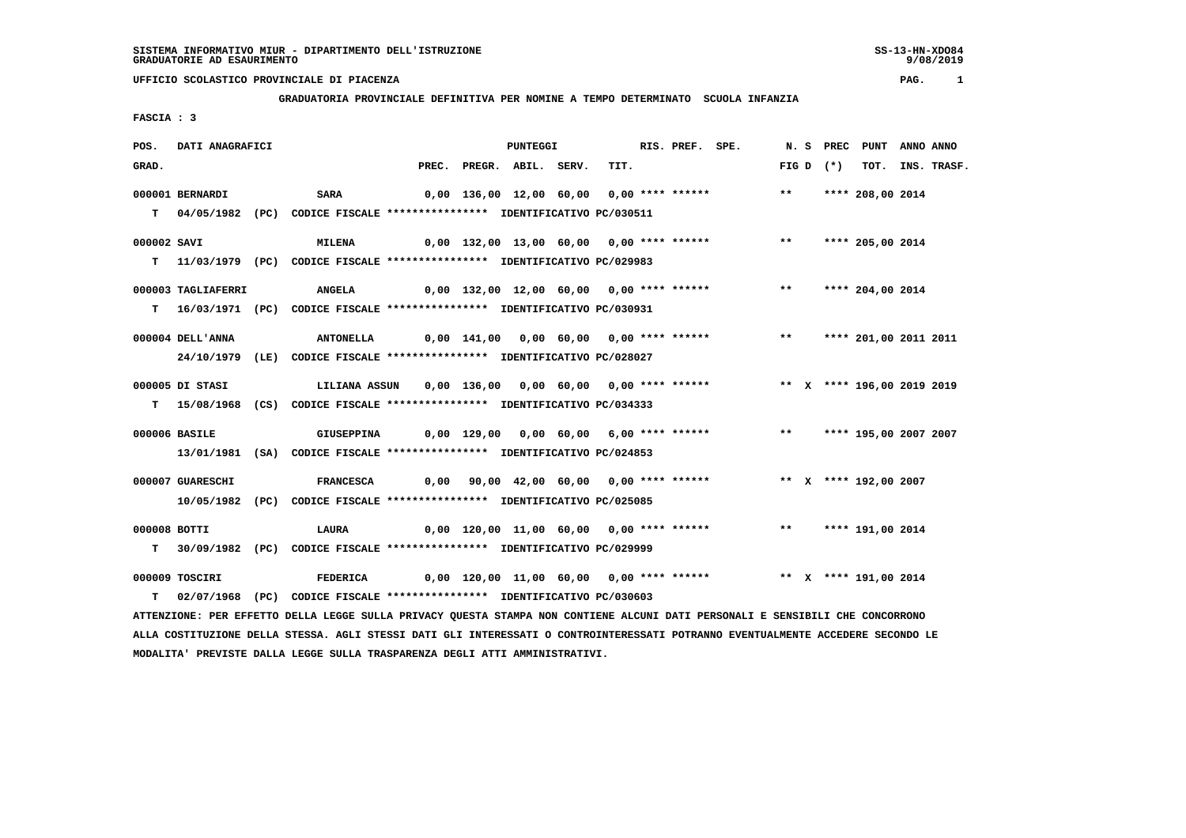SISTEMA INFORMATIVO MIUR - DIPARTIMENTO DELL'ISTRUZIONE
GRADUATORIE AD ESAURIMENTO

UFFICIO SCOLASTICO PROVINCIALE DI PIACENZA

GRADUATORIA PROVINCIALE DEFINITIVA PER NOMINE A TEMPO DETERMINATO SCUOLA INFANZIA

FASCIA : 3

| POS. GRAD. | DATI ANAGRAFICI | | PREC. | PREGR. | ABIL. | SERV. | TIT. | RIS. | PREF. | SPE. | N. FIG | S D | PREC (*) | PUNT TOT. | ANNO INS. | ANNO TRASF. |
|---|---|---|---|---|---|---|---|---|---|---|---|---|---|---|---|---|
| 000001 | BERNARDI | SARA | 0,00 | 136,00 | 12,00 | 60,00 | 0,00 | **** | ****** | | ** | | **** | 208,00 | 2014 | |
| T | 04/05/1982 (PC) | CODICE FISCALE **************** IDENTIFICATIVO PC/030511 | | | | | | | | | | | | | | |
| 000002 | SAVI | MILENA | 0,00 | 132,00 | 13,00 | 60,00 | 0,00 | **** | ****** | | ** | | **** | 205,00 | 2014 | |
| T | 11/03/1979 (PC) | CODICE FISCALE **************** IDENTIFICATIVO PC/029983 | | | | | | | | | | | | | | |
| 000003 | TAGLIAFERRI | ANGELA | 0,00 | 132,00 | 12,00 | 60,00 | 0,00 | **** | ****** | | ** | | **** | 204,00 | 2014 | |
| T | 16/03/1971 (PC) | CODICE FISCALE **************** IDENTIFICATIVO PC/030931 | | | | | | | | | | | | | | |
| 000004 | DELL'ANNA | ANTONELLA | 0,00 | 141,00 | 0,00 | 60,00 | 0,00 | **** | ****** | | ** | | **** | 201,00 | 2011 | 2011 |
| | 24/10/1979 (LE) | CODICE FISCALE **************** IDENTIFICATIVO PC/028027 | | | | | | | | | | | | | | |
| 000005 | DI STASI | LILIANA ASSUN | 0,00 | 136,00 | 0,00 | 60,00 | 0,00 | **** | ****** | | ** | X | **** | 196,00 | 2019 | 2019 |
| T | 15/08/1968 (CS) | CODICE FISCALE **************** IDENTIFICATIVO PC/034333 | | | | | | | | | | | | | | |
| 000006 | BASILE | GIUSEPPINA | 0,00 | 129,00 | 0,00 | 60,00 | 6,00 | **** | ****** | | ** | | **** | 195,00 | 2007 | 2007 |
| | 13/01/1981 (SA) | CODICE FISCALE **************** IDENTIFICATIVO PC/024853 | | | | | | | | | | | | | | |
| 000007 | GUARESCHI | FRANCESCA | 0,00 | 90,00 | 42,00 | 60,00 | 0,00 | **** | ****** | | ** | X | **** | 192,00 | 2007 | |
| | 10/05/1982 (PC) | CODICE FISCALE **************** IDENTIFICATIVO PC/025085 | | | | | | | | | | | | | | |
| 000008 | BOTTI | LAURA | 0,00 | 120,00 | 11,00 | 60,00 | 0,00 | **** | ****** | | ** | | **** | 191,00 | 2014 | |
| T | 30/09/1982 (PC) | CODICE FISCALE **************** IDENTIFICATIVO PC/029999 | | | | | | | | | | | | | | |
| 000009 | TOSCIRI | FEDERICA | 0,00 | 120,00 | 11,00 | 60,00 | 0,00 | **** | ****** | | ** | X | **** | 191,00 | 2014 | |
| T | 02/07/1968 (PC) | CODICE FISCALE **************** IDENTIFICATIVO PC/030603 | | | | | | | | | | | | | | |

ATTENZIONE: PER EFFETTO DELLA LEGGE SULLA PRIVACY QUESTA STAMPA NON CONTIENE ALCUNI DATI PERSONALI E SENSIBILI CHE CONCORRONO ALLA COSTITUZIONE DELLA STESSA. AGLI STESSI DATI GLI INTERESSATI O CONTROINTERESSATI POTRANNO EVENTUALMENTE ACCEDERE SECONDO LE MODALITA' PREVISTE DALLA LEGGE SULLA TRASPARENZA DEGLI ATTI AMMINISTRATIVI.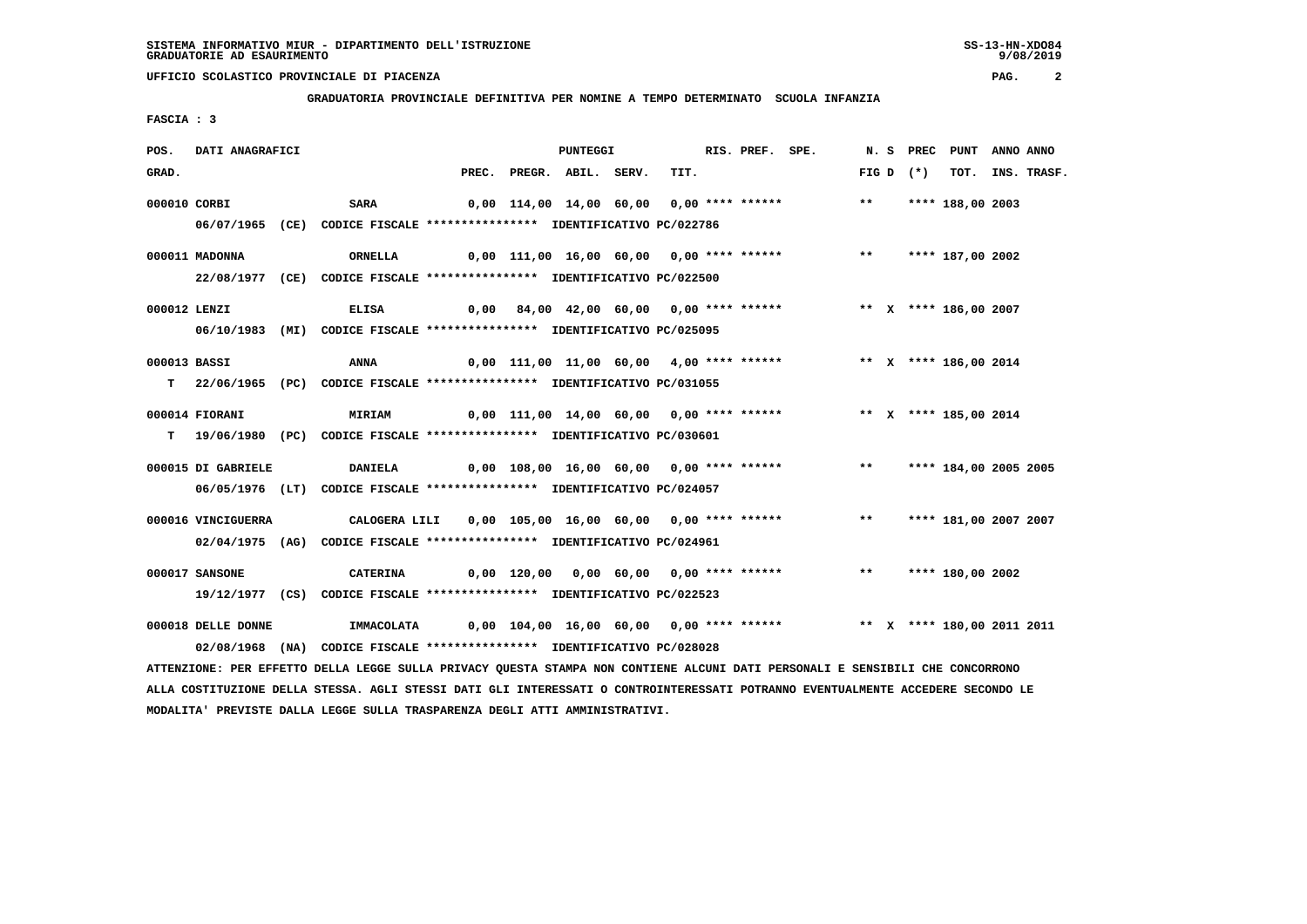SISTEMA INFORMATIVO MIUR - DIPARTIMENTO DELL'ISTRUZIONE
GRADUATORIE AD ESAURIMENTO

UFFICIO SCOLASTICO PROVINCIALE DI PIACENZA

GRADUATORIA PROVINCIALE DEFINITIVA PER NOMINE A TEMPO DETERMINATO SCUOLA INFANZIA

FASCIA : 3

| POS. GRAD. | DATI ANAGRAFICI | | PREC. | PREGR. | ABIL. | SERV. | TIT. | RIS. PREF. SPE. | N. S FIG D | PREC (*) | PUNT TOT. | ANNO INS. | ANNO TRASF. |
|---|---|---|---|---|---|---|---|---|---|---|---|---|---|
| 000010 | CORBI | SARA | 0,00 | 114,00 | 14,00 | 60,00 | 0,00 | **** ****** | ** | | **** 188,00 | 2003 | |
| | 06/07/1965 (CE) CODICE FISCALE **************** IDENTIFICATIVO PC/022786 | | | | | | | | | | | | |
| 000011 | MADONNA | ORNELLA | 0,00 | 111,00 | 16,00 | 60,00 | 0,00 | **** ****** | ** | | **** 187,00 | 2002 | |
| | 22/08/1977 (CE) CODICE FISCALE **************** IDENTIFICATIVO PC/022500 | | | | | | | | | | | | |
| 000012 | LENZI | ELISA | 0,00 | 84,00 | 42,00 | 60,00 | 0,00 | **** ****** | ** | X | **** 186,00 | 2007 | |
| | 06/10/1983 (MI) CODICE FISCALE **************** IDENTIFICATIVO PC/025095 | | | | | | | | | | | | |
| 000013 | BASSI | ANNA | 0,00 | 111,00 | 11,00 | 60,00 | 4,00 | **** ****** | ** | X | **** 186,00 | 2014 | |
| T | 22/06/1965 (PC) CODICE FISCALE **************** IDENTIFICATIVO PC/031055 | | | | | | | | | | | | |
| 000014 | FIORANI | MIRIAM | 0,00 | 111,00 | 14,00 | 60,00 | 0,00 | **** ****** | ** | X | **** 185,00 | 2014 | |
| T | 19/06/1980 (PC) CODICE FISCALE **************** IDENTIFICATIVO PC/030601 | | | | | | | | | | | | |
| 000015 | DI GABRIELE | DANIELA | 0,00 | 108,00 | 16,00 | 60,00 | 0,00 | **** ****** | ** | | **** 184,00 | 2005 | 2005 |
| | 06/05/1976 (LT) CODICE FISCALE **************** IDENTIFICATIVO PC/024057 | | | | | | | | | | | | |
| 000016 | VINCIGUERRA | CALOGERA LILI | 0,00 | 105,00 | 16,00 | 60,00 | 0,00 | **** ****** | ** | | **** 181,00 | 2007 | 2007 |
| | 02/04/1975 (AG) CODICE FISCALE **************** IDENTIFICATIVO PC/024961 | | | | | | | | | | | | |
| 000017 | SANSONE | CATERINA | 0,00 | 120,00 | 0,00 | 60,00 | 0,00 | **** ****** | ** | | **** 180,00 | 2002 | |
| | 19/12/1977 (CS) CODICE FISCALE **************** IDENTIFICATIVO PC/022523 | | | | | | | | | | | | |
| 000018 | DELLE DONNE | IMMACOLATA | 0,00 | 104,00 | 16,00 | 60,00 | 0,00 | **** ****** | ** | X | **** 180,00 | 2011 | 2011 |
| | 02/08/1968 (NA) CODICE FISCALE **************** IDENTIFICATIVO PC/028028 | | | | | | | | | | | | |

ATTENZIONE: PER EFFETTO DELLA LEGGE SULLA PRIVACY QUESTA STAMPA NON CONTIENE ALCUNI DATI PERSONALI E SENSIBILI CHE CONCORRONO ALLA COSTITUZIONE DELLA STESSA. AGLI STESSI DATI GLI INTERESSATI O CONTROINTERESSATI POTRANNO EVENTUALMENTE ACCEDERE SECONDO LE MODALITA' PREVISTE DALLA LEGGE SULLA TRASPARENZA DEGLI ATTI AMMINISTRATIVI.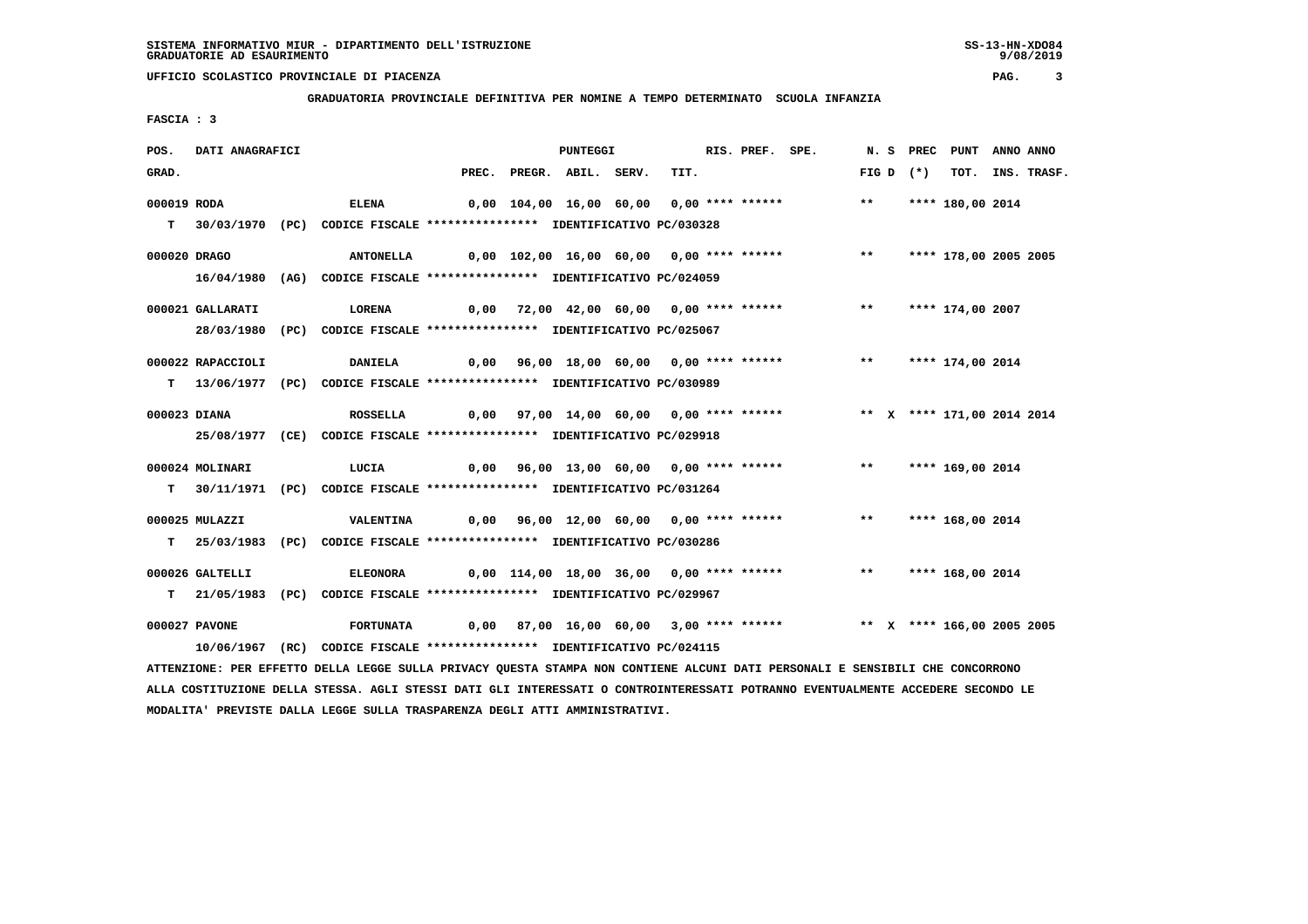SISTEMA INFORMATIVO MIUR - DIPARTIMENTO DELL'ISTRUZIONE
GRADUATORIE AD ESAURIMENTO

UFFICIO SCOLASTICO PROVINCIALE DI PIACENZA

GRADUATORIA PROVINCIALE DEFINITIVA PER NOMINE A TEMPO DETERMINATO SCUOLA INFANZIA

FASCIA : 3

| POS. GRAD. | DATI ANAGRAFICI | | PREC. | PREGR. | ABIL. | SERV. | TIT. | RIS. | PREF. | SPE. | N. S FIG D | PREC (*) | PUNT TOT. | ANNO INS. | ANNO TRASF. |
|---|---|---|---|---|---|---|---|---|---|---|---|---|---|---|---|
| 000019 | RODA | ELENA | 0,00 | 104,00 | 16,00 | 60,00 | 0,00 | **** | ****** | | ** | | **** 180,00 | 2014 | |
| T | 30/03/1970 (PC) CODICE FISCALE **************** IDENTIFICATIVO PC/030328 | | | | | | | | | | | | | | |
| 000020 | DRAGO | ANTONELLA | 0,00 | 102,00 | 16,00 | 60,00 | 0,00 | **** | ****** | | ** | | **** 178,00 | 2005 | 2005 |
| | 16/04/1980 (AG) CODICE FISCALE **************** IDENTIFICATIVO PC/024059 | | | | | | | | | | | | | | |
| 000021 | GALLARATI | LORENA | 0,00 | 72,00 | 42,00 | 60,00 | 0,00 | **** | ****** | | ** | | **** 174,00 | 2007 | |
| | 28/03/1980 (PC) CODICE FISCALE **************** IDENTIFICATIVO PC/025067 | | | | | | | | | | | | | | |
| 000022 | RAPACCIOLI | DANIELA | 0,00 | 96,00 | 18,00 | 60,00 | 0,00 | **** | ****** | | ** | | **** 174,00 | 2014 | |
| T | 13/06/1977 (PC) CODICE FISCALE **************** IDENTIFICATIVO PC/030989 | | | | | | | | | | | | | | |
| 000023 | DIANA | ROSSELLA | 0,00 | 97,00 | 14,00 | 60,00 | 0,00 | **** | ****** | | ** X | | **** 171,00 | 2014 | 2014 |
| | 25/08/1977 (CE) CODICE FISCALE **************** IDENTIFICATIVO PC/029918 | | | | | | | | | | | | | | |
| 000024 | MOLINARI | LUCIA | 0,00 | 96,00 | 13,00 | 60,00 | 0,00 | **** | ****** | | ** | | **** 169,00 | 2014 | |
| T | 30/11/1971 (PC) CODICE FISCALE **************** IDENTIFICATIVO PC/031264 | | | | | | | | | | | | | | |
| 000025 | MULAZZI | VALENTINA | 0,00 | 96,00 | 12,00 | 60,00 | 0,00 | **** | ****** | | ** | | **** 168,00 | 2014 | |
| T | 25/03/1983 (PC) CODICE FISCALE **************** IDENTIFICATIVO PC/030286 | | | | | | | | | | | | | | |
| 000026 | GALTELLI | ELEONORA | 0,00 | 114,00 | 18,00 | 36,00 | 0,00 | **** | ****** | | ** | | **** 168,00 | 2014 | |
| T | 21/05/1983 (PC) CODICE FISCALE **************** IDENTIFICATIVO PC/029967 | | | | | | | | | | | | | | |
| 000027 | PAVONE | FORTUNATA | 0,00 | 87,00 | 16,00 | 60,00 | 3,00 | **** | ****** | | ** X | | **** 166,00 | 2005 | 2005 |
| | 10/06/1967 (RC) CODICE FISCALE **************** IDENTIFICATIVO PC/024115 | | | | | | | | | | | | | | |

ATTENZIONE: PER EFFETTO DELLA LEGGE SULLA PRIVACY QUESTA STAMPA NON CONTIENE ALCUNI DATI PERSONALI E SENSIBILI CHE CONCORRONO ALLA COSTITUZIONE DELLA STESSA. AGLI STESSI DATI GLI INTERESSATI O CONTROINTERESSATI POTRANNO EVENTUALMENTE ACCEDERE SECONDO LE MODALITA' PREVISTE DALLA LEGGE SULLA TRASPARENZA DEGLI ATTI AMMINISTRATIVI.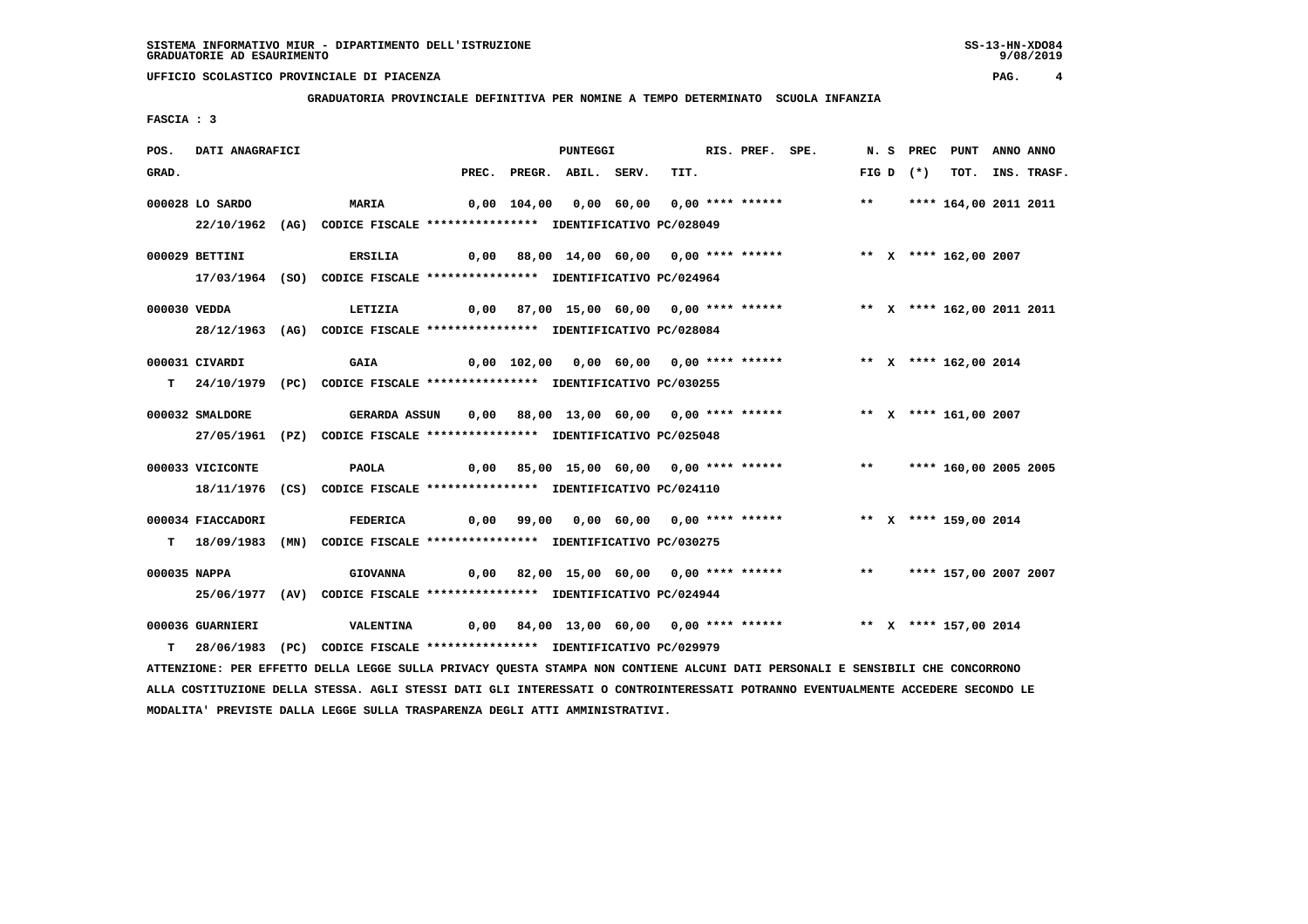SISTEMA INFORMATIVO MIUR - DIPARTIMENTO DELL'ISTRUZIONE
GRADUATORIE AD ESAURIMENTO

UFFICIO SCOLASTICO PROVINCIALE DI PIACENZA

**GRADUATORIA PROVINCIALE DEFINITIVA PER NOMINE A TEMPO DETERMINATO SCUOLA INFANZIA**

**FASCIA : 3**

| POS. GRAD. | DATI ANAGRAFICI | | PREC. | PREGR. | ABIL. | SERV. | TIT. | RIS. | PREF. | SPE. | N. S FIG D | PREC (*) | PUNT TOT. | ANNO INS. | ANNO TRASF. |
|---|---|---|---|---|---|---|---|---|---|---|---|---|---|---|---|
| 000028 | LO SARDO | MARIA | 0,00 | 104,00 | 0,00 | 60,00 | 0,00 | **** | ****** | | ** | **** | 164,00 | 2011 | 2011 |
| | 22/10/1962 (AG) CODICE FISCALE **************** IDENTIFICATIVO PC/028049 | | | | | | | | | | | | | | |
| 000029 | BETTINI | ERSILIA | 0,00 | 88,00 | 14,00 | 60,00 | 0,00 | **** | ****** | | ** X | **** | 162,00 | 2007 | |
| | 17/03/1964 (SO) CODICE FISCALE **************** IDENTIFICATIVO PC/024964 | | | | | | | | | | | | | | |
| 000030 | VEDDA | LETIZIA | 0,00 | 87,00 | 15,00 | 60,00 | 0,00 | **** | ****** | | ** X | **** | 162,00 | 2011 | 2011 |
| | 28/12/1963 (AG) CODICE FISCALE **************** IDENTIFICATIVO PC/028084 | | | | | | | | | | | | | | |
| 000031 | CIVARDI | GAIA | 0,00 | 102,00 | 0,00 | 60,00 | 0,00 | **** | ****** | | ** X | **** | 162,00 | 2014 | |
| T | 24/10/1979 (PC) CODICE FISCALE **************** IDENTIFICATIVO PC/030255 | | | | | | | | | | | | | | |
| 000032 | SMALDORE | GERARDA ASSUN | 0,00 | 88,00 | 13,00 | 60,00 | 0,00 | **** | ****** | | ** X | **** | 161,00 | 2007 | |
| | 27/05/1961 (PZ) CODICE FISCALE **************** IDENTIFICATIVO PC/025048 | | | | | | | | | | | | | | |
| 000033 | VICICONTE | PAOLA | 0,00 | 85,00 | 15,00 | 60,00 | 0,00 | **** | ****** | | ** | **** | 160,00 | 2005 | 2005 |
| | 18/11/1976 (CS) CODICE FISCALE **************** IDENTIFICATIVO PC/024110 | | | | | | | | | | | | | | |
| 000034 | FIACCADORI | FEDERICA | 0,00 | 99,00 | 0,00 | 60,00 | 0,00 | **** | ****** | | ** X | **** | 159,00 | 2014 | |
| T | 18/09/1983 (MN) CODICE FISCALE **************** IDENTIFICATIVO PC/030275 | | | | | | | | | | | | | | |
| 000035 | NAPPA | GIOVANNA | 0,00 | 82,00 | 15,00 | 60,00 | 0,00 | **** | ****** | | ** | **** | 157,00 | 2007 | 2007 |
| | 25/06/1977 (AV) CODICE FISCALE **************** IDENTIFICATIVO PC/024944 | | | | | | | | | | | | | | |
| 000036 | GUARNIERI | VALENTINA | 0,00 | 84,00 | 13,00 | 60,00 | 0,00 | **** | ****** | | ** X | **** | 157,00 | 2014 | |
| T | 28/06/1983 (PC) CODICE FISCALE **************** IDENTIFICATIVO PC/029979 | | | | | | | | | | | | | | |

ATTENZIONE: PER EFFETTO DELLA LEGGE SULLA PRIVACY QUESTA STAMPA NON CONTIENE ALCUNI DATI PERSONALI E SENSIBILI CHE CONCORRONO ALLA COSTITUZIONE DELLA STESSA. AGLI STESSI DATI GLI INTERESSATI O CONTROINTERESSATI POTRANNO EVENTUALMENTE ACCEDERE SECONDO LE MODALITA' PREVISTE DALLA LEGGE SULLA TRASPARENZA DEGLI ATTI AMMINISTRATIVI.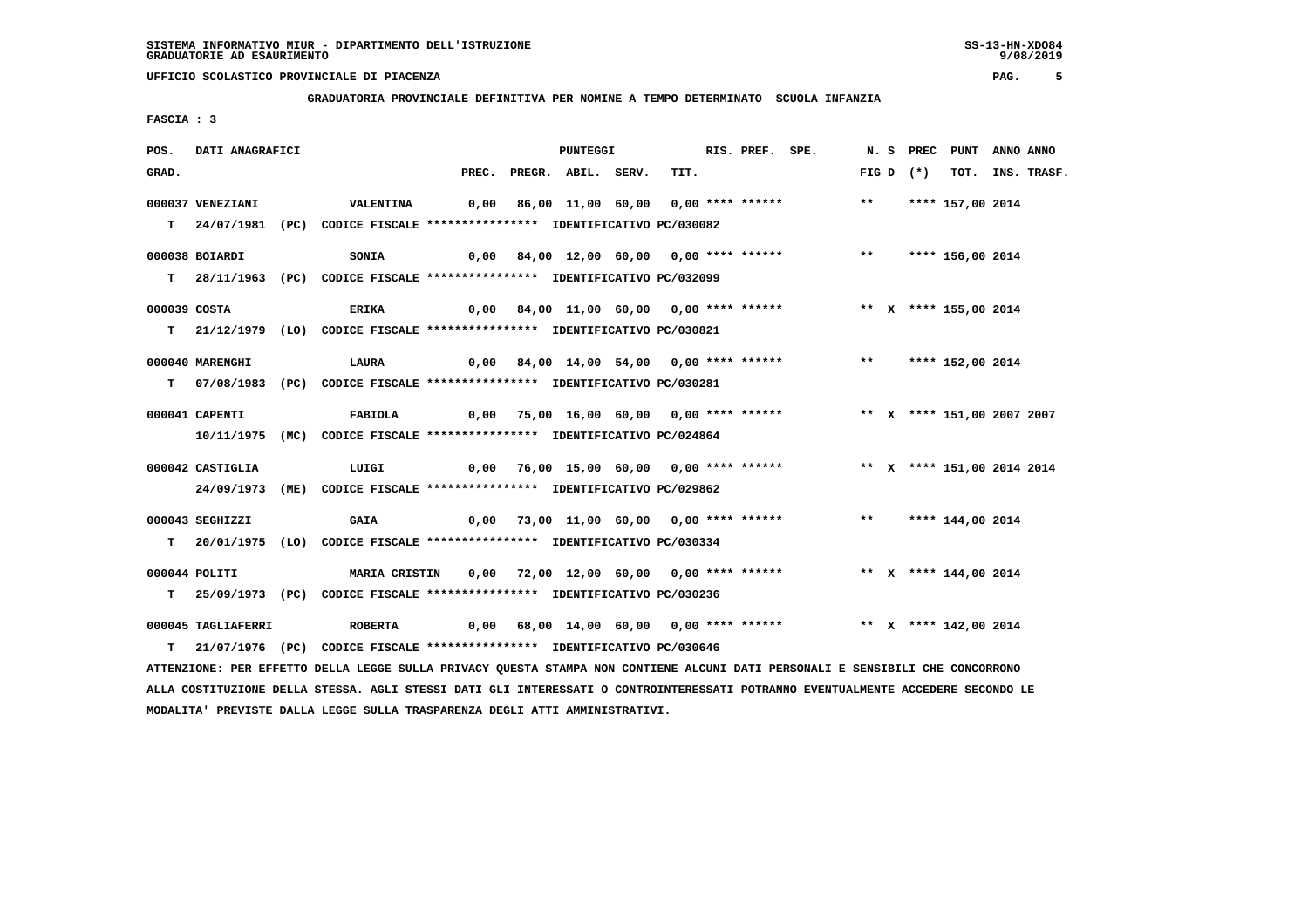SISTEMA INFORMATIVO MIUR - DIPARTIMENTO DELL'ISTRUZIONE
GRADUATORIE AD ESAURIMENTO

UFFICIO SCOLASTICO PROVINCIALE DI PIACENZA

GRADUATORIA PROVINCIALE DEFINITIVA PER NOMINE A TEMPO DETERMINATO SCUOLA INFANZIA

FASCIA : 3

| POS. GRAD. | DATI ANAGRAFICI | | PREC. | PREGR. | ABIL. | SERV. | TIT. | RIS. | PREF. | SPE. | N. FIG | S D | PREC (*) | PUNT TOT. | ANNO INS. | ANNO TRASF. |
|---|---|---|---|---|---|---|---|---|---|---|---|---|---|---|---|---|
| 000037 | VENEZIANI | VALENTINA | 0,00 | 86,00 | 11,00 | 60,00 | 0,00 | **** | ****** | | ** | | **** | 157,00 | 2014 | |
| T | 24/07/1981 (PC) CODICE FISCALE **************** IDENTIFICATIVO PC/030082 | | | | | | | | | | | | | | | |
| 000038 | BOIARDI | SONIA | 0,00 | 84,00 | 12,00 | 60,00 | 0,00 | **** | ****** | | ** | | **** | 156,00 | 2014 | |
| T | 28/11/1963 (PC) CODICE FISCALE **************** IDENTIFICATIVO PC/032099 | | | | | | | | | | | | | | | |
| 000039 | COSTA | ERIKA | 0,00 | 84,00 | 11,00 | 60,00 | 0,00 | **** | ****** | | ** | X | **** | 155,00 | 2014 | |
| T | 21/12/1979 (LO) CODICE FISCALE **************** IDENTIFICATIVO PC/030821 | | | | | | | | | | | | | | | |
| 000040 | MARENGHI | LAURA | 0,00 | 84,00 | 14,00 | 54,00 | 0,00 | **** | ****** | | ** | | **** | 152,00 | 2014 | |
| T | 07/08/1983 (PC) CODICE FISCALE **************** IDENTIFICATIVO PC/030281 | | | | | | | | | | | | | | | |
| 000041 | CAPENTI | FABIOLA | 0,00 | 75,00 | 16,00 | 60,00 | 0,00 | **** | ****** | | ** | X | **** | 151,00 | 2007 | 2007 |
| | 10/11/1975 (MC) CODICE FISCALE **************** IDENTIFICATIVO PC/024864 | | | | | | | | | | | | | | | |
| 000042 | CASTIGLIA | LUIGI | 0,00 | 76,00 | 15,00 | 60,00 | 0,00 | **** | ****** | | ** | X | **** | 151,00 | 2014 | 2014 |
| | 24/09/1973 (ME) CODICE FISCALE **************** IDENTIFICATIVO PC/029862 | | | | | | | | | | | | | | | |
| 000043 | SEGHIZZI | GAIA | 0,00 | 73,00 | 11,00 | 60,00 | 0,00 | **** | ****** | | ** | | **** | 144,00 | 2014 | |
| T | 20/01/1975 (LO) CODICE FISCALE **************** IDENTIFICATIVO PC/030334 | | | | | | | | | | | | | | | |
| 000044 | POLITI | MARIA CRISTIN | 0,00 | 72,00 | 12,00 | 60,00 | 0,00 | **** | ****** | | ** | X | **** | 144,00 | 2014 | |
| T | 25/09/1973 (PC) CODICE FISCALE **************** IDENTIFICATIVO PC/030236 | | | | | | | | | | | | | | | |
| 000045 | TAGLIAFERRI | ROBERTA | 0,00 | 68,00 | 14,00 | 60,00 | 0,00 | **** | ****** | | ** | X | **** | 142,00 | 2014 | |
| T | 21/07/1976 (PC) CODICE FISCALE **************** IDENTIFICATIVO PC/030646 | | | | | | | | | | | | | | | |

ATTENZIONE: PER EFFETTO DELLA LEGGE SULLA PRIVACY QUESTA STAMPA NON CONTIENE ALCUNI DATI PERSONALI E SENSIBILI CHE CONCORRONO ALLA COSTITUZIONE DELLA STESSA. AGLI STESSI DATI GLI INTERESSATI O CONTROINTERESSATI POTRANNO EVENTUALMENTE ACCEDERE SECONDO LE MODALITA' PREVISTE DALLA LEGGE SULLA TRASPARENZA DEGLI ATTI AMMINISTRATIVI.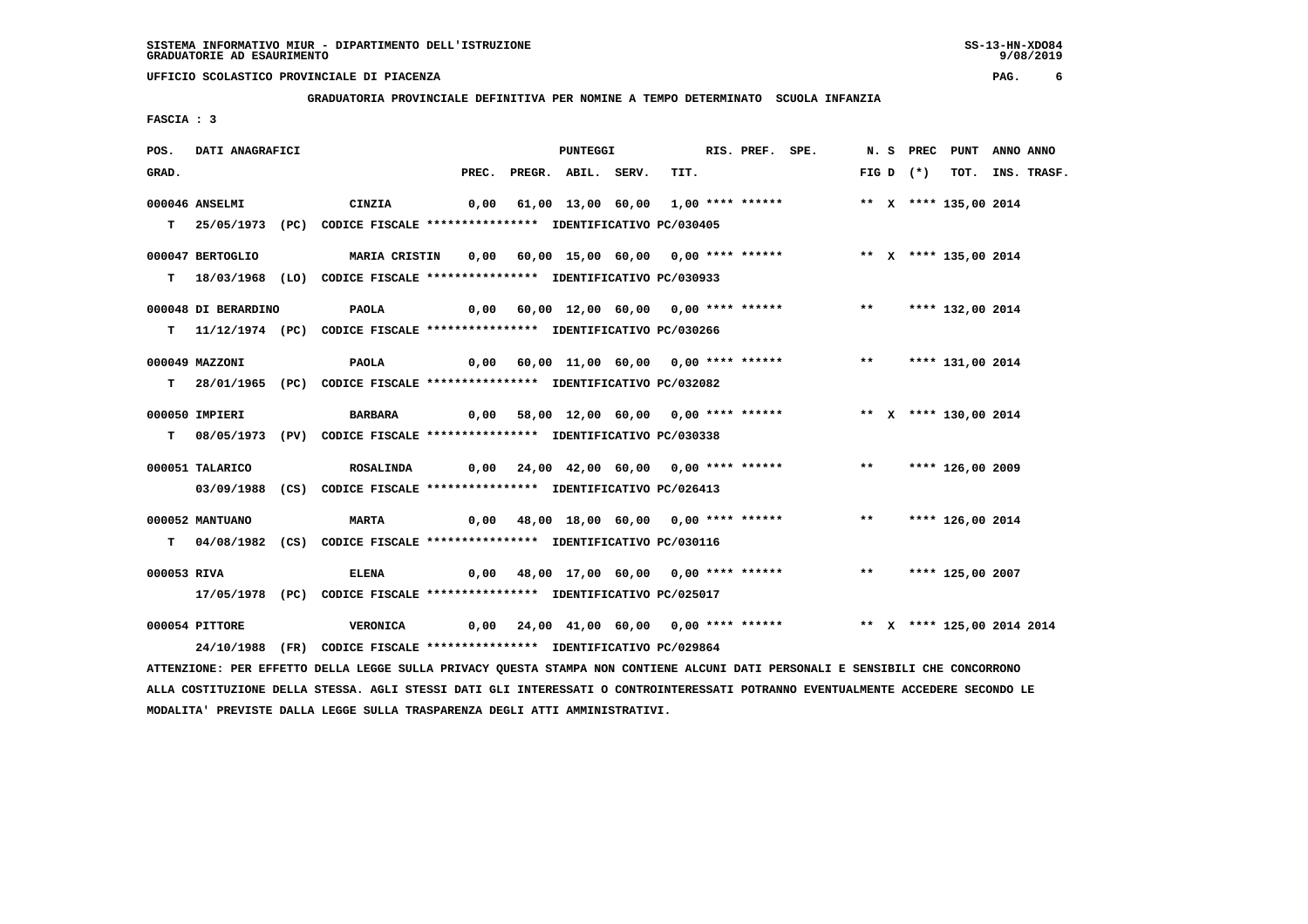UFFICIO SCOLASTICO PROVINCIALE DI PIACENZA

GRADUATORIA PROVINCIALE DEFINITIVA PER NOMINE A TEMPO DETERMINATO SCUOLA INFANZIA

FASCIA : 3

| POS. GRAD. | DATI ANAGRAFICI | | PREC. | PREGR. | ABIL. | SERV. | TIT. | RIS. PREF. SPE. | N. S FIG D | PREC (*) | PUNT TOT. | ANNO INS. | ANNO TRASF. |
|---|---|---|---|---|---|---|---|---|---|---|---|---|---|
| 000046 | ANSELMI | CINZIA | 0,00 | 61,00 | 13,00 | 60,00 | 1,00 | **** ****** | ** X | **** | 135,00 | 2014 | |
| T | 25/05/1973 (PC) | CODICE FISCALE **************** IDENTIFICATIVO PC/030405 | | | | | | | | | | | |
| 000047 | BERTOGLIO | MARIA CRISTIN | 0,00 | 60,00 | 15,00 | 60,00 | 0,00 | **** ****** | ** X | **** | 135,00 | 2014 | |
| T | 18/03/1968 (LO) | CODICE FISCALE **************** IDENTIFICATIVO PC/030933 | | | | | | | | | | | |
| 000048 | DI BERARDINO | PAOLA | 0,00 | 60,00 | 12,00 | 60,00 | 0,00 | **** ****** | ** | **** | 132,00 | 2014 | |
| T | 11/12/1974 (PC) | CODICE FISCALE **************** IDENTIFICATIVO PC/030266 | | | | | | | | | | | |
| 000049 | MAZZONI | PAOLA | 0,00 | 60,00 | 11,00 | 60,00 | 0,00 | **** ****** | ** | **** | 131,00 | 2014 | |
| T | 28/01/1965 (PC) | CODICE FISCALE **************** IDENTIFICATIVO PC/032082 | | | | | | | | | | | |
| 000050 | IMPIERI | BARBARA | 0,00 | 58,00 | 12,00 | 60,00 | 0,00 | **** ****** | ** X | **** | 130,00 | 2014 | |
| T | 08/05/1973 (PV) | CODICE FISCALE **************** IDENTIFICATIVO PC/030338 | | | | | | | | | | | |
| 000051 | TALARICO | ROSALINDA | 0,00 | 24,00 | 42,00 | 60,00 | 0,00 | **** ****** | ** | **** | 126,00 | 2009 | |
| | 03/09/1988 (CS) | CODICE FISCALE **************** IDENTIFICATIVO PC/026413 | | | | | | | | | | | |
| 000052 | MANTUANO | MARTA | 0,00 | 48,00 | 18,00 | 60,00 | 0,00 | **** ****** | ** | **** | 126,00 | 2014 | |
| T | 04/08/1982 (CS) | CODICE FISCALE **************** IDENTIFICATIVO PC/030116 | | | | | | | | | | | |
| 000053 | RIVA | ELENA | 0,00 | 48,00 | 17,00 | 60,00 | 0,00 | **** ****** | ** | **** | 125,00 | 2007 | |
| | 17/05/1978 (PC) | CODICE FISCALE **************** IDENTIFICATIVO PC/025017 | | | | | | | | | | | |
| 000054 | PITTORE | VERONICA | 0,00 | 24,00 | 41,00 | 60,00 | 0,00 | **** ****** | ** X | **** | 125,00 | 2014 | 2014 |
| | 24/10/1988 (FR) | CODICE FISCALE **************** IDENTIFICATIVO PC/029864 | | | | | | | | | | | |

ATTENZIONE: PER EFFETTO DELLA LEGGE SULLA PRIVACY QUESTA STAMPA NON CONTIENE ALCUNI DATI PERSONALI E SENSIBILI CHE CONCORRONO ALLA COSTITUZIONE DELLA STESSA. AGLI STESSI DATI GLI INTERESSATI O CONTROINTERESSATI POTRANNO EVENTUALMENTE ACCEDERE SECONDO LE MODALITA' PREVISTE DALLA LEGGE SULLA TRASPARENZA DEGLI ATTI AMMINISTRATIVI.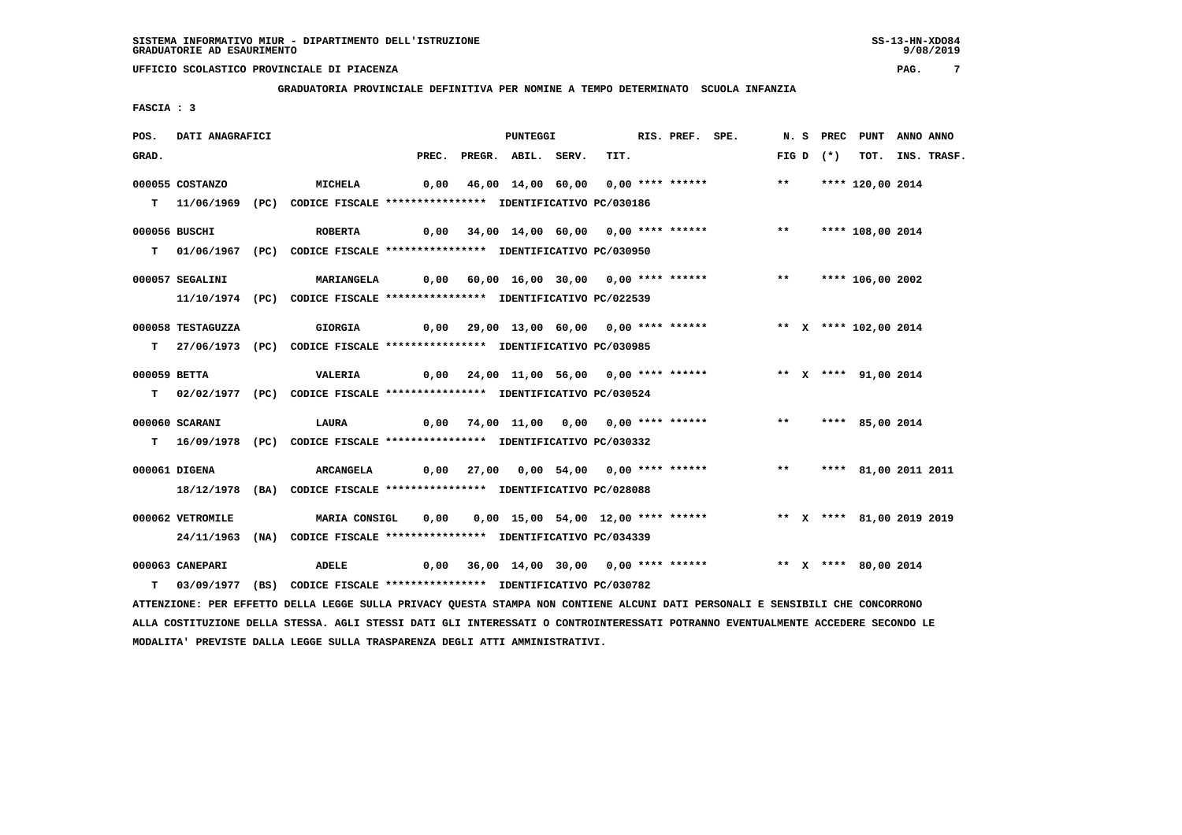SISTEMA INFORMATIVO MIUR - DIPARTIMENTO DELL'ISTRUZIONE
GRADUATORIE AD ESAURIMENTO

UFFICIO SCOLASTICO PROVINCIALE DI PIACENZA

GRADUATORIA PROVINCIALE DEFINITIVA PER NOMINE A TEMPO DETERMINATO SCUOLA INFANZIA

FASCIA : 3

| POS. GRAD. | DATI ANAGRAFICI | | PREC. | PREGR. | ABIL. | SERV. | TIT. | RIS. | PREF. | SPE. | N. S FIG D | PREC (*) | PUNT TOT. | ANNO INS. | ANNO TRASF. |
|---|---|---|---|---|---|---|---|---|---|---|---|---|---|---|---|
| 000055 | COSTANZO | MICHELA | 0,00 | 46,00 | 14,00 | 60,00 | 0,00 | **** | ****** | | ** | **** | 120,00 | 2014 | |
| T | 11/06/1969 (PC) | CODICE FISCALE **************** IDENTIFICATIVO PC/030186 | | | | | | | | | | | | | |
| 000056 | BUSCHI | ROBERTA | 0,00 | 34,00 | 14,00 | 60,00 | 0,00 | **** | ****** | | ** | **** | 108,00 | 2014 | |
| T | 01/06/1967 (PC) | CODICE FISCALE **************** IDENTIFICATIVO PC/030950 | | | | | | | | | | | | | |
| 000057 | SEGALINI | MARIANGELA | 0,00 | 60,00 | 16,00 | 30,00 | 0,00 | **** | ****** | | ** | **** | 106,00 | 2002 | |
| | 11/10/1974 (PC) | CODICE FISCALE **************** IDENTIFICATIVO PC/022539 | | | | | | | | | | | | | |
| 000058 | TESTAGUZZA | GIORGIA | 0,00 | 29,00 | 13,00 | 60,00 | 0,00 | **** | ****** | | ** X | **** | 102,00 | 2014 | |
| T | 27/06/1973 (PC) | CODICE FISCALE **************** IDENTIFICATIVO PC/030985 | | | | | | | | | | | | | |
| 000059 | BETTA | VALERIA | 0,00 | 24,00 | 11,00 | 56,00 | 0,00 | **** | ****** | | ** X | **** | 91,00 | 2014 | |
| T | 02/02/1977 (PC) | CODICE FISCALE **************** IDENTIFICATIVO PC/030524 | | | | | | | | | | | | | |
| 000060 | SCARANI | LAURA | 0,00 | 74,00 | 11,00 | 0,00 | 0,00 | **** | ****** | | ** | **** | 85,00 | 2014 | |
| T | 16/09/1978 (PC) | CODICE FISCALE **************** IDENTIFICATIVO PC/030332 | | | | | | | | | | | | | |
| 000061 | DIGENA | ARCANGELA | 0,00 | 27,00 | 0,00 | 54,00 | 0,00 | **** | ****** | | ** | **** | 81,00 | 2011 | 2011 |
| | 18/12/1978 (BA) | CODICE FISCALE **************** IDENTIFICATIVO PC/028088 | | | | | | | | | | | | | |
| 000062 | VETROMILE | MARIA CONSIGL | 0,00 | 0,00 | 15,00 | 54,00 | 12,00 | **** | ****** | | ** X | **** | 81,00 | 2019 | 2019 |
| | 24/11/1963 (NA) | CODICE FISCALE **************** IDENTIFICATIVO PC/034339 | | | | | | | | | | | | | |
| 000063 | CANEPARI | ADELE | 0,00 | 36,00 | 14,00 | 30,00 | 0,00 | **** | ****** | | ** X | **** | 80,00 | 2014 | |
| T | 03/09/1977 (BS) | CODICE FISCALE **************** IDENTIFICATIVO PC/030782 | | | | | | | | | | | | | |

ATTENZIONE: PER EFFETTO DELLA LEGGE SULLA PRIVACY QUESTA STAMPA NON CONTIENE ALCUNI DATI PERSONALI E SENSIBILI CHE CONCORRONO ALLA COSTITUZIONE DELLA STESSA. AGLI STESSI DATI GLI INTERESSATI O CONTROINTERESSATI POTRANNO EVENTUALMENTE ACCEDERE SECONDO LE MODALITA' PREVISTE DALLA LEGGE SULLA TRASPARENZA DEGLI ATTI AMMINISTRATIVI.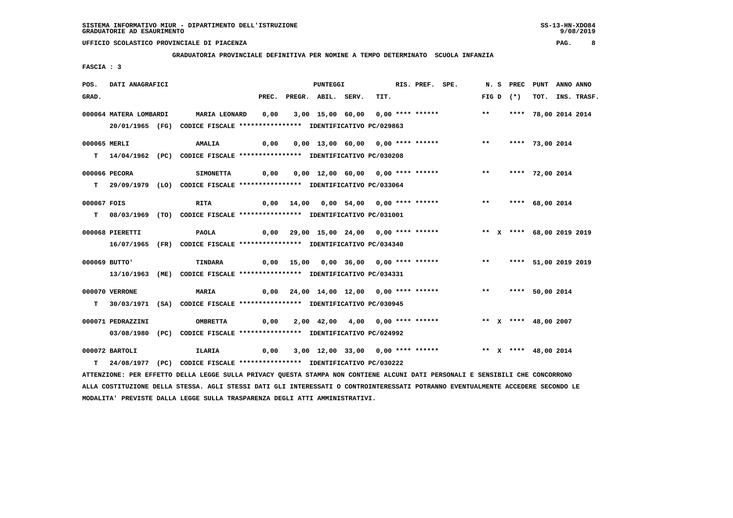SISTEMA INFORMATIVO MIUR - DIPARTIMENTO DELL'ISTRUZIONE
GRADUATORIE AD ESAURIMENTO

UFFICIO SCOLASTICO PROVINCIALE DI PIACENZA

GRADUATORIA PROVINCIALE DEFINITIVA PER NOMINE A TEMPO DETERMINATO SCUOLA INFANZIA

FASCIA : 3

| POS. GRAD. | DATI ANAGRAFICI | | PREC. | PREGR. | ABIL. | SERV. | TIT. | RIS. PREF. | SPE. | N. S FIG D | PREC (*) | PUNT TOT. | ANNO INS. | ANNO TRASF. |
|---|---|---|---|---|---|---|---|---|---|---|---|---|---|---|
| 000064 | MATERA LOMBARDI | MARIA LEONARD | 0,00 | 3,00 | 15,00 | 60,00 | 0,00 | **** ****** | | ** | **** | 78,00 | 2014 | 2014 |
| | 20/01/1965 (FG) CODICE FISCALE **************** IDENTIFICATIVO PC/029863 | | | | | | | | | | | | | |
| 000065 | MERLI | AMALIA | 0,00 | 0,00 | 13,00 | 60,00 | 0,00 | **** ****** | | ** | **** | 73,00 | 2014 | |
| T | 14/04/1962 (PC) CODICE FISCALE **************** IDENTIFICATIVO PC/030208 | | | | | | | | | | | | | |
| 000066 | PECORA | SIMONETTA | 0,00 | 0,00 | 12,00 | 60,00 | 0,00 | **** ****** | | ** | **** | 72,00 | 2014 | |
| T | 29/09/1979 (LO) CODICE FISCALE **************** IDENTIFICATIVO PC/033064 | | | | | | | | | | | | | |
| 000067 | FOIS | RITA | 0,00 | 14,00 | 0,00 | 54,00 | 0,00 | **** ****** | | ** | **** | 68,00 | 2014 | |
| T | 08/03/1969 (TO) CODICE FISCALE **************** IDENTIFICATIVO PC/031001 | | | | | | | | | | | | | |
| 000068 | PIERETTI | PAOLA | 0,00 | 29,00 | 15,00 | 24,00 | 0,00 | **** ****** | | ** X | **** | 68,00 | 2019 | 2019 |
| | 16/07/1965 (FR) CODICE FISCALE **************** IDENTIFICATIVO PC/034340 | | | | | | | | | | | | | |
| 000069 | BUTTO' | TINDARA | 0,00 | 15,00 | 0,00 | 36,00 | 0,00 | **** ****** | | ** | **** | 51,00 | 2019 | 2019 |
| | 13/10/1963 (ME) CODICE FISCALE **************** IDENTIFICATIVO PC/034331 | | | | | | | | | | | | | |
| 000070 | VERRONE | MARIA | 0,00 | 24,00 | 14,00 | 12,00 | 0,00 | **** ****** | | ** | **** | 50,00 | 2014 | |
| T | 30/03/1971 (SA) CODICE FISCALE **************** IDENTIFICATIVO PC/030945 | | | | | | | | | | | | | |
| 000071 | PEDRAZZINI | OMBRETTA | 0,00 | 2,00 | 42,00 | 4,00 | 0,00 | **** ****** | | ** X | **** | 48,00 | 2007 | |
| | 03/08/1980 (PC) CODICE FISCALE **************** IDENTIFICATIVO PC/024992 | | | | | | | | | | | | | |
| 000072 | BARTOLI | ILARIA | 0,00 | 3,00 | 12,00 | 33,00 | 0,00 | **** ****** | | ** X | **** | 48,00 | 2014 | |
| T | 24/08/1977 (PC) CODICE FISCALE **************** IDENTIFICATIVO PC/030222 | | | | | | | | | | | | | |

ATTENZIONE: PER EFFETTO DELLA LEGGE SULLA PRIVACY QUESTA STAMPA NON CONTIENE ALCUNI DATI PERSONALI E SENSIBILI CHE CONCORRONO ALLA COSTITUZIONE DELLA STESSA. AGLI STESSI DATI GLI INTERESSATI O CONTROINTERESSATI POTRANNO EVENTUALMENTE ACCEDERE SECONDO LE MODALITA' PREVISTE DALLA LEGGE SULLA TRASPARENZA DEGLI ATTI AMMINISTRATIVI.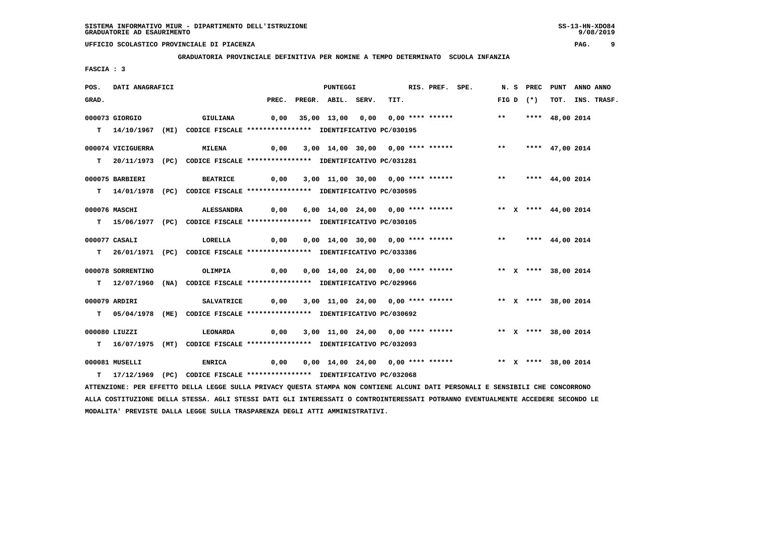SISTEMA INFORMATIVO MIUR - DIPARTIMENTO DELL'ISTRUZIONE
GRADUATORIE AD ESAURIMENTO

UFFICIO SCOLASTICO PROVINCIALE DI PIACENZA

GRADUATORIA PROVINCIALE DEFINITIVA PER NOMINE A TEMPO DETERMINATO SCUOLA INFANZIA

FASCIA : 3

| POS. GRAD. | DATI ANAGRAFICI | | PREC. | PREGR. | ABIL. | SERV. | TIT. | RIS. | PREF. | SPE. | N. FIG | S D | PREC (*) | PUNT TOT. | ANNO INS. | ANNO TRASF. |
|---|---|---|---|---|---|---|---|---|---|---|---|---|---|---|---|---|
| 000073 | GIORGIO | GIULIANA | 0,00 | 35,00 | 13,00 | 0,00 | 0,00 | **** | ****** | | ** | | **** | 48,00 | 2014 | |
| T | 14/10/1967 (MI) | CODICE FISCALE **************** IDENTIFICATIVO PC/030195 | | | | | | | | | | | | | | |
| 000074 | VICIGUERRA | MILENA | 0,00 | 3,00 | 14,00 | 30,00 | 0,00 | **** | ****** | | ** | | **** | 47,00 | 2014 | |
| T | 20/11/1973 (PC) | CODICE FISCALE **************** IDENTIFICATIVO PC/031281 | | | | | | | | | | | | | | |
| 000075 | BARBIERI | BEATRICE | 0,00 | 3,00 | 11,00 | 30,00 | 0,00 | **** | ****** | | ** | | **** | 44,00 | 2014 | |
| T | 14/01/1978 (PC) | CODICE FISCALE **************** IDENTIFICATIVO PC/030595 | | | | | | | | | | | | | | |
| 000076 | MASCHI | ALESSANDRA | 0,00 | 6,00 | 14,00 | 24,00 | 0,00 | **** | ****** | | ** | X | **** | 44,00 | 2014 | |
| T | 15/06/1977 (PC) | CODICE FISCALE **************** IDENTIFICATIVO PC/030105 | | | | | | | | | | | | | | |
| 000077 | CASALI | LORELLA | 0,00 | 0,00 | 14,00 | 30,00 | 0,00 | **** | ****** | | ** | | **** | 44,00 | 2014 | |
| T | 26/01/1971 (PC) | CODICE FISCALE **************** IDENTIFICATIVO PC/033386 | | | | | | | | | | | | | | |
| 000078 | SORRENTINO | OLIMPIA | 0,00 | 0,00 | 14,00 | 24,00 | 0,00 | **** | ****** | | ** | X | **** | 38,00 | 2014 | |
| T | 12/07/1960 (NA) | CODICE FISCALE **************** IDENTIFICATIVO PC/029966 | | | | | | | | | | | | | | |
| 000079 | ARDIRI | SALVATRICE | 0,00 | 3,00 | 11,00 | 24,00 | 0,00 | **** | ****** | | ** | X | **** | 38,00 | 2014 | |
| T | 05/04/1978 (ME) | CODICE FISCALE **************** IDENTIFICATIVO PC/030692 | | | | | | | | | | | | | | |
| 000080 | LIUZZI | LEONARDA | 0,00 | 3,00 | 11,00 | 24,00 | 0,00 | **** | ****** | | ** | X | **** | 38,00 | 2014 | |
| T | 16/07/1975 (MT) | CODICE FISCALE **************** IDENTIFICATIVO PC/032093 | | | | | | | | | | | | | | |
| 000081 | MUSELLI | ENRICA | 0,00 | 0,00 | 14,00 | 24,00 | 0,00 | **** | ****** | | ** | X | **** | 38,00 | 2014 | |
| T | 17/12/1969 (PC) | CODICE FISCALE **************** IDENTIFICATIVO PC/032068 | | | | | | | | | | | | | | |

ATTENZIONE: PER EFFETTO DELLA LEGGE SULLA PRIVACY QUESTA STAMPA NON CONTIENE ALCUNI DATI PERSONALI E SENSIBILI CHE CONCORRONO ALLA COSTITUZIONE DELLA STESSA. AGLI STESSI DATI GLI INTERESSATI O CONTROINTERESSATI POTRANNO EVENTUALMENTE ACCEDERE SECONDO LE MODALITA' PREVISTE DALLA LEGGE SULLA TRASPARENZA DEGLI ATTI AMMINISTRATIVI.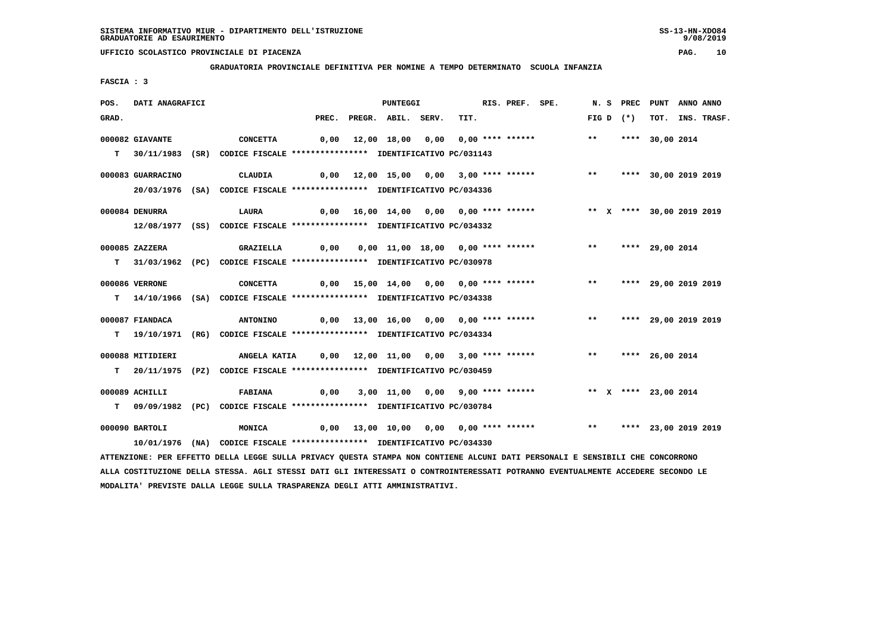SISTEMA INFORMATIVO MIUR - DIPARTIMENTO DELL'ISTRUZIONE
GRADUATORIE AD ESAURIMENTO

UFFICIO SCOLASTICO PROVINCIALE DI PIACENZA

GRADUATORIA PROVINCIALE DEFINITIVA PER NOMINE A TEMPO DETERMINATO SCUOLA INFANZIA

FASCIA : 3

| POS. GRAD. | DATI ANAGRAFICI | | PREC. | PREGR. | ABIL. | SERV. | TIT. | RIS. PREF. SPE. | N. S FIG D | PREC (*) | PUNT TOT. | ANNO INS. | ANNO TRASF. |
|---|---|---|---|---|---|---|---|---|---|---|---|---|---|
| 000082 | GIAVANTE | CONCETTA | 0,00 | 12,00 | 18,00 | 0,00 | 0,00 | **** ****** | ** | **** | 30,00 | 2014 | |
| T | 30/11/1983 (SR) | CODICE FISCALE **************** IDENTIFICATIVO PC/031143 | | | | | | | | | | | |
| 000083 | GUARRACINO | CLAUDIA | 0,00 | 12,00 | 15,00 | 0,00 | 3,00 | **** ****** | ** | **** | 30,00 | 2019 | 2019 |
| | 20/03/1976 (SA) | CODICE FISCALE **************** IDENTIFICATIVO PC/034336 | | | | | | | | | | | |
| 000084 | DENURRA | LAURA | 0,00 | 16,00 | 14,00 | 0,00 | 0,00 | **** ****** | ** X | **** | 30,00 | 2019 | 2019 |
| | 12/08/1977 (SS) | CODICE FISCALE **************** IDENTIFICATIVO PC/034332 | | | | | | | | | | | |
| 000085 | ZAZZERA | GRAZIELLA | 0,00 | 0,00 | 11,00 | 18,00 | 0,00 | **** ****** | ** | **** | 29,00 | 2014 | |
| T | 31/03/1962 (PC) | CODICE FISCALE **************** IDENTIFICATIVO PC/030978 | | | | | | | | | | | |
| 000086 | VERRONE | CONCETTA | 0,00 | 15,00 | 14,00 | 0,00 | 0,00 | **** ****** | ** | **** | 29,00 | 2019 | 2019 |
| T | 14/10/1966 (SA) | CODICE FISCALE **************** IDENTIFICATIVO PC/034338 | | | | | | | | | | | |
| 000087 | FIANDACA | ANTONINO | 0,00 | 13,00 | 16,00 | 0,00 | 0,00 | **** ****** | ** | **** | 29,00 | 2019 | 2019 |
| T | 19/10/1971 (RG) | CODICE FISCALE **************** IDENTIFICATIVO PC/034334 | | | | | | | | | | | |
| 000088 | MITIDIERI | ANGELA KATIA | 0,00 | 12,00 | 11,00 | 0,00 | 3,00 | **** ****** | ** | **** | 26,00 | 2014 | |
| T | 20/11/1975 (PZ) | CODICE FISCALE **************** IDENTIFICATIVO PC/030459 | | | | | | | | | | | |
| 000089 | ACHILLI | FABIANA | 0,00 | 3,00 | 11,00 | 0,00 | 9,00 | **** ****** | ** X | **** | 23,00 | 2014 | |
| T | 09/09/1982 (PC) | CODICE FISCALE **************** IDENTIFICATIVO PC/030784 | | | | | | | | | | | |
| 000090 | BARTOLI | MONICA | 0,00 | 13,00 | 10,00 | 0,00 | 0,00 | **** ****** | ** | **** | 23,00 | 2019 | 2019 |
| | 10/01/1976 (NA) | CODICE FISCALE **************** IDENTIFICATIVO PC/034330 | | | | | | | | | | | |

ATTENZIONE: PER EFFETTO DELLA LEGGE SULLA PRIVACY QUESTA STAMPA NON CONTIENE ALCUNI DATI PERSONALI E SENSIBILI CHE CONCORRONO ALLA COSTITUZIONE DELLA STESSA. AGLI STESSI DATI GLI INTERESSATI O CONTROINTERESSATI POTRANNO EVENTUALMENTE ACCEDERE SECONDO LE MODALITA' PREVISTE DALLA LEGGE SULLA TRASPARENZA DEGLI ATTI AMMINISTRATIVI.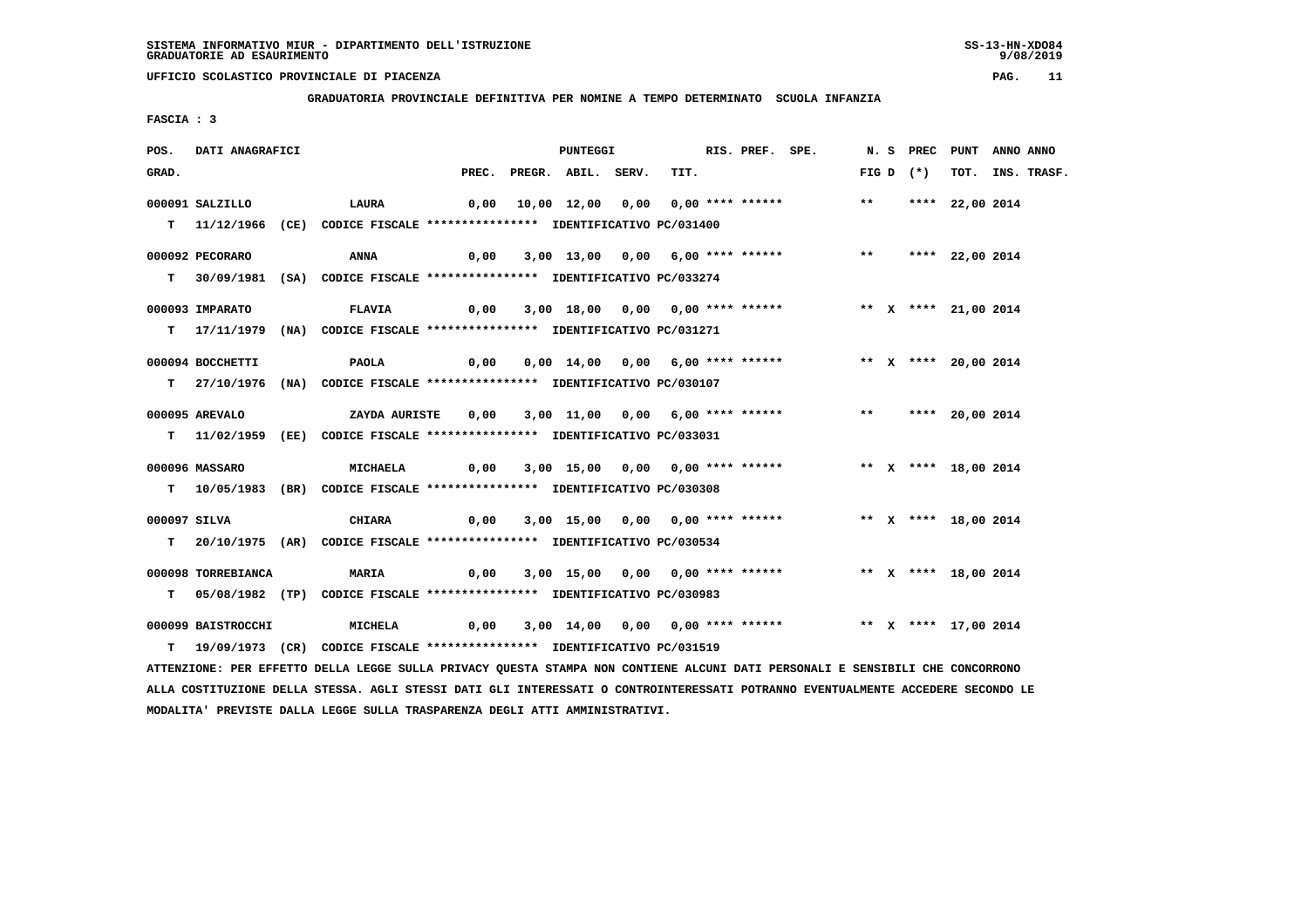SISTEMA INFORMATIVO MIUR - DIPARTIMENTO DELL'ISTRUZIONE
GRADUATORIE AD ESAURIMENTO

UFFICIO SCOLASTICO PROVINCIALE DI PIACENZA

GRADUATORIA PROVINCIALE DEFINITIVA PER NOMINE A TEMPO DETERMINATO SCUOLA INFANZIA

FASCIA : 3

| POS. GRAD. | DATI ANAGRAFICI | | PREC. | PREGR. | ABIL. | SERV. | TIT. | RIS. | PREF. | SPE. | N. FIG | S D | PREC (*) | PUNT TOT. | ANNO INS. | ANNO TRASF. |
|---|---|---|---|---|---|---|---|---|---|---|---|---|---|---|---|---|
| 000091 | SALZILLO | LAURA | 0,00 | 10,00 | 12,00 | 0,00 | 0,00 | **** | ****** | | ** | | **** | 22,00 | 2014 | |
| T | 11/12/1966 (CE) | CODICE FISCALE **************** IDENTIFICATIVO PC/031400 | | | | | | | | | | | | | | |
| 000092 | PECORARO | ANNA | 0,00 | 3,00 | 13,00 | 0,00 | 6,00 | **** | ****** | | ** | | **** | 22,00 | 2014 | |
| T | 30/09/1981 (SA) | CODICE FISCALE **************** IDENTIFICATIVO PC/033274 | | | | | | | | | | | | | | |
| 000093 | IMPARATO | FLAVIA | 0,00 | 3,00 | 18,00 | 0,00 | 0,00 | **** | ****** | | ** | X | **** | 21,00 | 2014 | |
| T | 17/11/1979 (NA) | CODICE FISCALE **************** IDENTIFICATIVO PC/031271 | | | | | | | | | | | | | | |
| 000094 | BOCCHETTI | PAOLA | 0,00 | 0,00 | 14,00 | 0,00 | 6,00 | **** | ****** | | ** | X | **** | 20,00 | 2014 | |
| T | 27/10/1976 (NA) | CODICE FISCALE **************** IDENTIFICATIVO PC/030107 | | | | | | | | | | | | | | |
| 000095 | AREVALO | ZAYDA AURISTE | 0,00 | 3,00 | 11,00 | 0,00 | 6,00 | **** | ****** | | ** | | **** | 20,00 | 2014 | |
| T | 11/02/1959 (EE) | CODICE FISCALE **************** IDENTIFICATIVO PC/033031 | | | | | | | | | | | | | | |
| 000096 | MASSARO | MICHAELA | 0,00 | 3,00 | 15,00 | 0,00 | 0,00 | **** | ****** | | ** | X | **** | 18,00 | 2014 | |
| T | 10/05/1983 (BR) | CODICE FISCALE **************** IDENTIFICATIVO PC/030308 | | | | | | | | | | | | | | |
| 000097 | SILVA | CHIARA | 0,00 | 3,00 | 15,00 | 0,00 | 0,00 | **** | ****** | | ** | X | **** | 18,00 | 2014 | |
| T | 20/10/1975 (AR) | CODICE FISCALE **************** IDENTIFICATIVO PC/030534 | | | | | | | | | | | | | | |
| 000098 | TORREBIANCA | MARIA | 0,00 | 3,00 | 15,00 | 0,00 | 0,00 | **** | ****** | | ** | X | **** | 18,00 | 2014 | |
| T | 05/08/1982 (TP) | CODICE FISCALE **************** IDENTIFICATIVO PC/030983 | | | | | | | | | | | | | | |
| 000099 | BAISTROCCHI | MICHELA | 0,00 | 3,00 | 14,00 | 0,00 | 0,00 | **** | ****** | | ** | X | **** | 17,00 | 2014 | |
| T | 19/09/1973 (CR) | CODICE FISCALE **************** IDENTIFICATIVO PC/031519 | | | | | | | | | | | | | | |

ATTENZIONE: PER EFFETTO DELLA LEGGE SULLA PRIVACY QUESTA STAMPA NON CONTIENE ALCUNI DATI PERSONALI E SENSIBILI CHE CONCORRONO ALLA COSTITUZIONE DELLA STESSA. AGLI STESSI DATI GLI INTERESSATI O CONTROINTERESSATI POTRANNO EVENTUALMENTE ACCEDERE SECONDO LE MODALITA' PREVISTE DALLA LEGGE SULLA TRASPARENZA DEGLI ATTI AMMINISTRATIVI.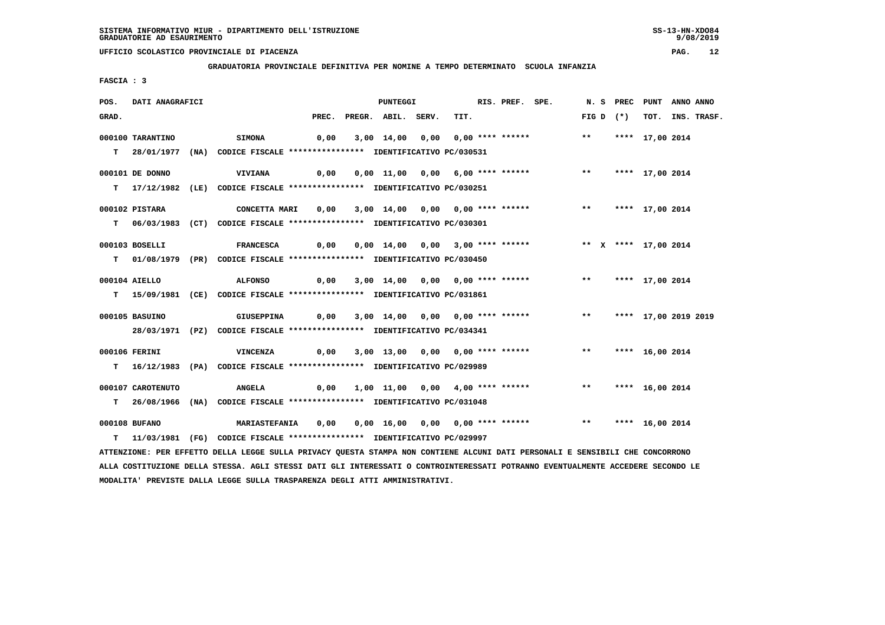SISTEMA INFORMATIVO MIUR - DIPARTIMENTO DELL'ISTRUZIONE
GRADUATORIE AD ESAURIMENTO

UFFICIO SCOLASTICO PROVINCIALE DI PIACENZA

GRADUATORIA PROVINCIALE DEFINITIVA PER NOMINE A TEMPO DETERMINATO SCUOLA INFANZIA

FASCIA : 3

| POS. GRAD. | DATI ANAGRAFICI | | PREC. | PREGR. | ABIL. | SERV. | TIT. | RIS. PREF. | SPE. | N. S FIG D | PREC (*) | PUNT TOT. | ANNO INS. | ANNO TRASF. |
|---|---|---|---|---|---|---|---|---|---|---|---|---|---|---|
| 000100 | TARANTINO | SIMONA | 0,00 | 3,00 | 14,00 | 0,00 | 0,00 | **** ****** | | ** | **** | 17,00 | 2014 | |
| T | 28/01/1977 (NA) | CODICE FISCALE **************** IDENTIFICATIVO PC/030531 | | | | | | | | | | | | |
| 000101 | DE DONNO | VIVIANA | 0,00 | 0,00 | 11,00 | 0,00 | 6,00 | **** ****** | | ** | **** | 17,00 | 2014 | |
| T | 17/12/1982 (LE) | CODICE FISCALE **************** IDENTIFICATIVO PC/030251 | | | | | | | | | | | | |
| 000102 | PISTARA | CONCETTA MARI | 0,00 | 3,00 | 14,00 | 0,00 | 0,00 | **** ****** | | ** | **** | 17,00 | 2014 | |
| T | 06/03/1983 (CT) | CODICE FISCALE **************** IDENTIFICATIVO PC/030301 | | | | | | | | | | | | |
| 000103 | BOSELLI | FRANCESCA | 0,00 | 0,00 | 14,00 | 0,00 | 3,00 | **** ****** | | ** X | **** | 17,00 | 2014 | |
| T | 01/08/1979 (PR) | CODICE FISCALE **************** IDENTIFICATIVO PC/030450 | | | | | | | | | | | | |
| 000104 | AIELLO | ALFONSO | 0,00 | 3,00 | 14,00 | 0,00 | 0,00 | **** ****** | | ** | **** | 17,00 | 2014 | |
| T | 15/09/1981 (CE) | CODICE FISCALE **************** IDENTIFICATIVO PC/031861 | | | | | | | | | | | | |
| 000105 | BASUINO | GIUSEPPINA | 0,00 | 3,00 | 14,00 | 0,00 | 0,00 | **** ****** | | ** | **** | 17,00 | 2019 | 2019 |
| | 28/03/1971 (PZ) | CODICE FISCALE **************** IDENTIFICATIVO PC/034341 | | | | | | | | | | | | |
| 000106 | FERINI | VINCENZA | 0,00 | 3,00 | 13,00 | 0,00 | 0,00 | **** ****** | | ** | **** | 16,00 | 2014 | |
| T | 16/12/1983 (PA) | CODICE FISCALE **************** IDENTIFICATIVO PC/029989 | | | | | | | | | | | | |
| 000107 | CAROTENUTO | ANGELA | 0,00 | 1,00 | 11,00 | 0,00 | 4,00 | **** ****** | | ** | **** | 16,00 | 2014 | |
| T | 26/08/1966 (NA) | CODICE FISCALE **************** IDENTIFICATIVO PC/031048 | | | | | | | | | | | | |
| 000108 | BUFANO | MARIASTEFANIA | 0,00 | 0,00 | 16,00 | 0,00 | 0,00 | **** ****** | | ** | **** | 16,00 | 2014 | |
| T | 11/03/1981 (FG) | CODICE FISCALE **************** IDENTIFICATIVO PC/029997 | | | | | | | | | | | | |

ATTENZIONE: PER EFFETTO DELLA LEGGE SULLA PRIVACY QUESTA STAMPA NON CONTIENE ALCUNI DATI PERSONALI E SENSIBILI CHE CONCORRONO ALLA COSTITUZIONE DELLA STESSA. AGLI STESSI DATI GLI INTERESSATI O CONTROINTERESSATI POTRANNO EVENTUALMENTE ACCEDERE SECONDO LE MODALITA' PREVISTE DALLA LEGGE SULLA TRASPARENZA DEGLI ATTI AMMINISTRATIVI.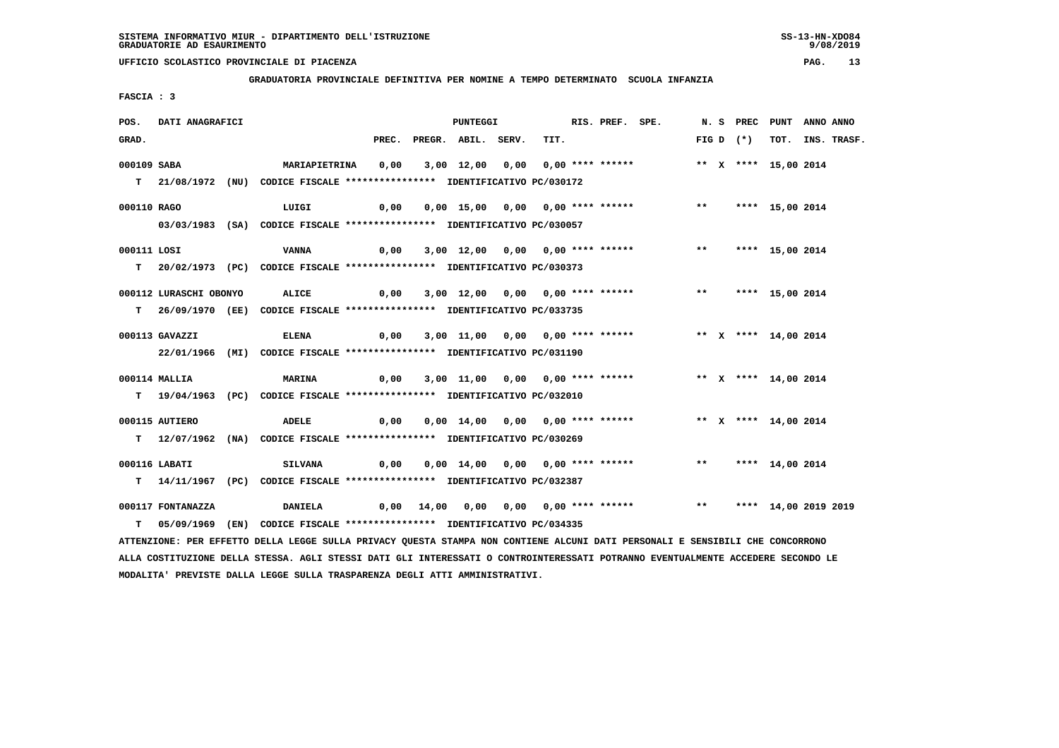SISTEMA INFORMATIVO MIUR - DIPARTIMENTO DELL'ISTRUZIONE
GRADUATORIE AD ESAURIMENTO

UFFICIO SCOLASTICO PROVINCIALE DI PIACENZA

GRADUATORIA PROVINCIALE DEFINITIVA PER NOMINE A TEMPO DETERMINATO SCUOLA INFANZIA

FASCIA : 3

| POS. GRAD. | DATI ANAGRAFICI | | PREC. | PREGR. | ABIL. | SERV. | TIT. | RIS. PREF. SPE. | N. S FIG D | PREC (*) | PUNT TOT. | ANNO INS. | ANNO TRASF. |
|---|---|---|---|---|---|---|---|---|---|---|---|---|---|
| 000109 | SABA | MARIAPIETRINA | 0,00 | 3,00 | 12,00 | 0,00 | 0,00 | **** ****** | ** X | **** | 15,00 | 2014 | |
| T | 21/08/1972 (NU) | CODICE FISCALE **************** IDENTIFICATIVO PC/030172 | | | | | | | | | | | |
| 000110 | RAGO | LUIGI | 0,00 | 0,00 | 15,00 | 0,00 | 0,00 | **** ****** | ** | **** | 15,00 | 2014 | |
| | 03/03/1983 (SA) | CODICE FISCALE **************** IDENTIFICATIVO PC/030057 | | | | | | | | | | | |
| 000111 | LOSI | VANNA | 0,00 | 3,00 | 12,00 | 0,00 | 0,00 | **** ****** | ** | **** | 15,00 | 2014 | |
| T | 20/02/1973 (PC) | CODICE FISCALE **************** IDENTIFICATIVO PC/030373 | | | | | | | | | | | |
| 000112 | LURASCHI OBONYO | ALICE | 0,00 | 3,00 | 12,00 | 0,00 | 0,00 | **** ****** | ** | **** | 15,00 | 2014 | |
| T | 26/09/1970 (EE) | CODICE FISCALE **************** IDENTIFICATIVO PC/033735 | | | | | | | | | | | |
| 000113 | GAVAZZI | ELENA | 0,00 | 3,00 | 11,00 | 0,00 | 0,00 | **** ****** | ** X | **** | 14,00 | 2014 | |
| | 22/01/1966 (MI) | CODICE FISCALE **************** IDENTIFICATIVO PC/031190 | | | | | | | | | | | |
| 000114 | MALLIA | MARINA | 0,00 | 3,00 | 11,00 | 0,00 | 0,00 | **** ****** | ** X | **** | 14,00 | 2014 | |
| T | 19/04/1963 (PC) | CODICE FISCALE **************** IDENTIFICATIVO PC/032010 | | | | | | | | | | | |
| 000115 | AUTIERO | ADELE | 0,00 | 0,00 | 14,00 | 0,00 | 0,00 | **** ****** | ** X | **** | 14,00 | 2014 | |
| T | 12/07/1962 (NA) | CODICE FISCALE **************** IDENTIFICATIVO PC/030269 | | | | | | | | | | | |
| 000116 | LABATI | SILVANA | 0,00 | 0,00 | 14,00 | 0,00 | 0,00 | **** ****** | ** | **** | 14,00 | 2014 | |
| T | 14/11/1967 (PC) | CODICE FISCALE **************** IDENTIFICATIVO PC/032387 | | | | | | | | | | | |
| 000117 | FONTANAZZA | DANIELA | 0,00 | 14,00 | 0,00 | 0,00 | 0,00 | **** ****** | ** | **** | 14,00 | 2019 | 2019 |
| T | 05/09/1969 (EN) | CODICE FISCALE **************** IDENTIFICATIVO PC/034335 | | | | | | | | | | | |

ATTENZIONE: PER EFFETTO DELLA LEGGE SULLA PRIVACY QUESTA STAMPA NON CONTIENE ALCUNI DATI PERSONALI E SENSIBILI CHE CONCORRONO ALLA COSTITUZIONE DELLA STESSA. AGLI STESSI DATI GLI INTERESSATI O CONTROINTERESSATI POTRANNO EVENTUALMENTE ACCEDERE SECONDO LE MODALITA' PREVISTE DALLA LEGGE SULLA TRASPARENZA DEGLI ATTI AMMINISTRATIVI.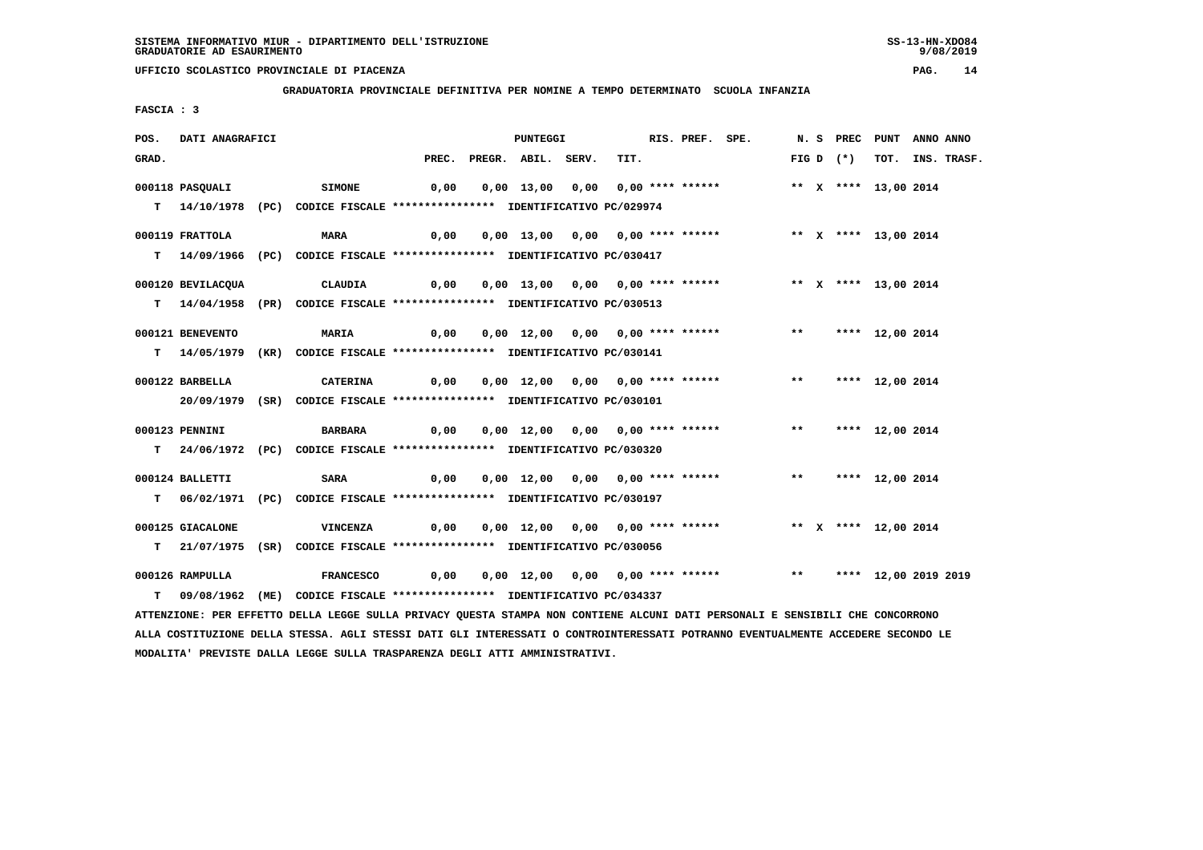SISTEMA INFORMATIVO MIUR - DIPARTIMENTO DELL'ISTRUZIONE
GRADUATORIE AD ESAURIMENTO

UFFICIO SCOLASTICO PROVINCIALE DI PIACENZA

**GRADUATORIA PROVINCIALE DEFINITIVA PER NOMINE A TEMPO DETERMINATO SCUOLA INFANZIA**

FASCIA : 3

| POS. GRAD. | DATI ANAGRAFICI | | PREC. | PREGR. | ABIL. | SERV. | TIT. | RIS. | PREF. | SPE. | N. FIG | S D | PREC (*) | PUNT TOT. | ANNO INS. | ANNO TRASF. |
|---|---|---|---|---|---|---|---|---|---|---|---|---|---|---|---|---|
| 000118 | PASQUALI | SIMONE | 0,00 | 0,00 | 13,00 | 0,00 | 0,00 | **** | ****** | | ** | X | **** | 13,00 | 2014 | |
| T | 14/10/1978 (PC) CODICE FISCALE **************** IDENTIFICATIVO PC/029974 | | | | | | | | | | | | | | | |
| 000119 | FRATTOLA | MARA | 0,00 | 0,00 | 13,00 | 0,00 | 0,00 | **** | ****** | | ** | X | **** | 13,00 | 2014 | |
| T | 14/09/1966 (PC) CODICE FISCALE **************** IDENTIFICATIVO PC/030417 | | | | | | | | | | | | | | | |
| 000120 | BEVILACQUA | CLAUDIA | 0,00 | 0,00 | 13,00 | 0,00 | 0,00 | **** | ****** | | ** | X | **** | 13,00 | 2014 | |
| T | 14/04/1958 (PR) CODICE FISCALE **************** IDENTIFICATIVO PC/030513 | | | | | | | | | | | | | | | |
| 000121 | BENEVENTO | MARIA | 0,00 | 0,00 | 12,00 | 0,00 | 0,00 | **** | ****** | | ** | | **** | 12,00 | 2014 | |
| T | 14/05/1979 (KR) CODICE FISCALE **************** IDENTIFICATIVO PC/030141 | | | | | | | | | | | | | | | |
| 000122 | BARBELLA | CATERINA | 0,00 | 0,00 | 12,00 | 0,00 | 0,00 | **** | ****** | | ** | | **** | 12,00 | 2014 | |
| | 20/09/1979 (SR) CODICE FISCALE **************** IDENTIFICATIVO PC/030101 | | | | | | | | | | | | | | | |
| 000123 | PENNINI | BARBARA | 0,00 | 0,00 | 12,00 | 0,00 | 0,00 | **** | ****** | | ** | | **** | 12,00 | 2014 | |
| T | 24/06/1972 (PC) CODICE FISCALE **************** IDENTIFICATIVO PC/030320 | | | | | | | | | | | | | | | |
| 000124 | BALLETTI | SARA | 0,00 | 0,00 | 12,00 | 0,00 | 0,00 | **** | ****** | | ** | | **** | 12,00 | 2014 | |
| T | 06/02/1971 (PC) CODICE FISCALE **************** IDENTIFICATIVO PC/030197 | | | | | | | | | | | | | | | |
| 000125 | GIACALONE | VINCENZA | 0,00 | 0,00 | 12,00 | 0,00 | 0,00 | **** | ****** | | ** | X | **** | 12,00 | 2014 | |
| T | 21/07/1975 (SR) CODICE FISCALE **************** IDENTIFICATIVO PC/030056 | | | | | | | | | | | | | | | |
| 000126 | RAMPULLA | FRANCESCO | 0,00 | 0,00 | 12,00 | 0,00 | 0,00 | **** | ****** | | ** | | **** | 12,00 | 2019 | 2019 |
| T | 09/08/1962 (ME) CODICE FISCALE **************** IDENTIFICATIVO PC/034337 | | | | | | | | | | | | | | | |

ATTENZIONE: PER EFFETTO DELLA LEGGE SULLA PRIVACY QUESTA STAMPA NON CONTIENE ALCUNI DATI PERSONALI E SENSIBILI CHE CONCORRONO ALLA COSTITUZIONE DELLA STESSA. AGLI STESSI DATI GLI INTERESSATI O CONTROINTERESSATI POTRANNO EVENTUALMENTE ACCEDERE SECONDO LE MODALITA' PREVISTE DALLA LEGGE SULLA TRASPARENZA DEGLI ATTI AMMINISTRATIVI.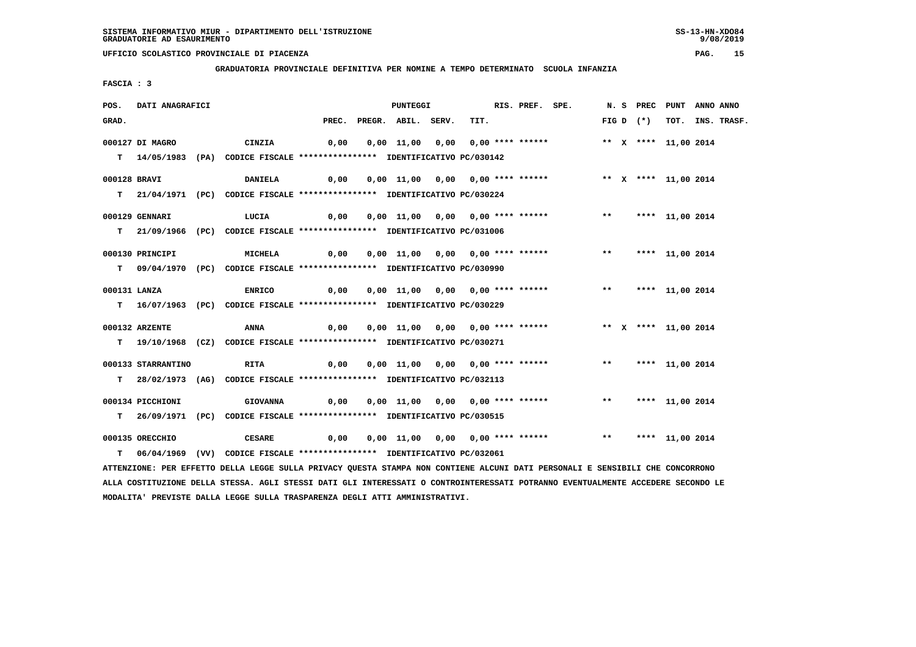SISTEMA INFORMATIVO MIUR - DIPARTIMENTO DELL'ISTRUZIONE
GRADUATORIE AD ESAURIMENTO

UFFICIO SCOLASTICO PROVINCIALE DI PIACENZA

GRADUATORIA PROVINCIALE DEFINITIVA PER NOMINE A TEMPO DETERMINATO SCUOLA INFANZIA

FASCIA : 3

| POS. GRAD. | DATI ANAGRAFICI | | PUNTEGGI PREC. | PREGR. | ABIL. | SERV. | TIT. | RIS. | PREF. | SPE. | N. | S | PREC (*) | PUNT TOT. | ANNO INS. | ANNO TRASF. |
|---|---|---|---|---|---|---|---|---|---|---|---|---|---|---|---|---|
| 000127 | DI MAGRO | CINZIA | 0,00 | 0,00 | 11,00 | 0,00 | 0,00 | **** | ****** | | ** | X | **** | 11,00 | 2014 | |
| T | 14/05/1983 (PA) | CODICE FISCALE **************** IDENTIFICATIVO PC/030142 | | | | | | | | | | | | | | |
| 000128 | BRAVI | DANIELA | 0,00 | 0,00 | 11,00 | 0,00 | 0,00 | **** | ****** | | ** | X | **** | 11,00 | 2014 | |
| T | 21/04/1971 (PC) | CODICE FISCALE **************** IDENTIFICATIVO PC/030224 | | | | | | | | | | | | | | |
| 000129 | GENNARI | LUCIA | 0,00 | 0,00 | 11,00 | 0,00 | 0,00 | **** | ****** | | ** | | **** | 11,00 | 2014 | |
| T | 21/09/1966 (PC) | CODICE FISCALE **************** IDENTIFICATIVO PC/031006 | | | | | | | | | | | | | | |
| 000130 | PRINCIPI | MICHELA | 0,00 | 0,00 | 11,00 | 0,00 | 0,00 | **** | ****** | | ** | | **** | 11,00 | 2014 | |
| T | 09/04/1970 (PC) | CODICE FISCALE **************** IDENTIFICATIVO PC/030990 | | | | | | | | | | | | | | |
| 000131 | LANZA | ENRICO | 0,00 | 0,00 | 11,00 | 0,00 | 0,00 | **** | ****** | | ** | | **** | 11,00 | 2014 | |
| T | 16/07/1963 (PC) | CODICE FISCALE **************** IDENTIFICATIVO PC/030229 | | | | | | | | | | | | | | |
| 000132 | ARZENTE | ANNA | 0,00 | 0,00 | 11,00 | 0,00 | 0,00 | **** | ****** | | ** | X | **** | 11,00 | 2014 | |
| T | 19/10/1968 (CZ) | CODICE FISCALE **************** IDENTIFICATIVO PC/030271 | | | | | | | | | | | | | | |
| 000133 | STARRANTINO | RITA | 0,00 | 0,00 | 11,00 | 0,00 | 0,00 | **** | ****** | | ** | | **** | 11,00 | 2014 | |
| T | 28/02/1973 (AG) | CODICE FISCALE **************** IDENTIFICATIVO PC/032113 | | | | | | | | | | | | | | |
| 000134 | PICCHIONI | GIOVANNA | 0,00 | 0,00 | 11,00 | 0,00 | 0,00 | **** | ****** | | ** | | **** | 11,00 | 2014 | |
| T | 26/09/1971 (PC) | CODICE FISCALE **************** IDENTIFICATIVO PC/030515 | | | | | | | | | | | | | | |
| 000135 | ORECCHIO | CESARE | 0,00 | 0,00 | 11,00 | 0,00 | 0,00 | **** | ****** | | ** | | **** | 11,00 | 2014 | |
| T | 06/04/1969 (VV) | CODICE FISCALE **************** IDENTIFICATIVO PC/032061 | | | | | | | | | | | | | | |

ATTENZIONE: PER EFFETTO DELLA LEGGE SULLA PRIVACY QUESTA STAMPA NON CONTIENE ALCUNI DATI PERSONALI E SENSIBILI CHE CONCORRONO ALLA COSTITUZIONE DELLA STESSA. AGLI STESSI DATI GLI INTERESSATI O CONTROINTERESSATI POTRANNO EVENTUALMENTE ACCEDERE SECONDO LE MODALITA' PREVISTE DALLA LEGGE SULLA TRASPARENZA DEGLI ATTI AMMINISTRATIVI.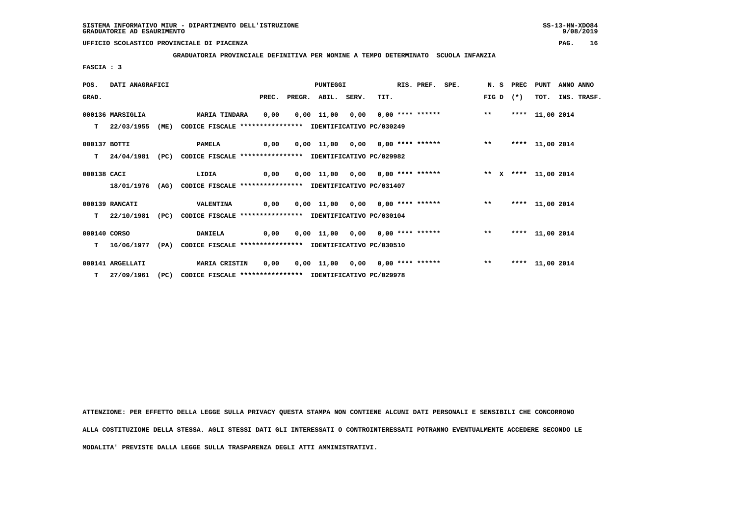SISTEMA INFORMATIVO MIUR - DIPARTIMENTO DELL'ISTRUZIONE
GRADUATORIE AD ESAURIMENTO

UFFICIO SCOLASTICO PROVINCIALE DI PIACENZA

**GRADUATORIA PROVINCIALE DEFINITIVA PER NOMINE A TEMPO DETERMINATO SCUOLA INFANZIA**

**FASCIA : 3**

| POS. GRAD. | DATI ANAGRAFICI | | PREC. | PREGR. | ABIL. | SERV. | TIT. | RIS. PREF. SPE. | N. S FIG D | PREC (*) | PUNT TOT. | ANNO INS. | ANNO TRASF. |
|---|---|---|---|---|---|---|---|---|---|---|---|---|---|
| 000136 | MARSIGLIA | MARIA TINDARA | 0,00 | 0,00 | 11,00 | 0,00 | 0,00 | **** ****** | ** | **** | 11,00 | 2014 | |
| T | 22/03/1955 (ME) | CODICE FISCALE **************** IDENTIFICATIVO PC/030249 | | | | | | | | | | | |
| 000137 | BOTTI | PAMELA | 0,00 | 0,00 | 11,00 | 0,00 | 0,00 | **** ****** | ** | **** | 11,00 | 2014 | |
| T | 24/04/1981 (PC) | CODICE FISCALE **************** IDENTIFICATIVO PC/029982 | | | | | | | | | | | |
| 000138 | CACI | LIDIA | 0,00 | 0,00 | 11,00 | 0,00 | 0,00 | **** ****** | ** X | **** | 11,00 | 2014 | |
| | 18/01/1976 (AG) | CODICE FISCALE **************** IDENTIFICATIVO PC/031407 | | | | | | | | | | | |
| 000139 | RANCATI | VALENTINA | 0,00 | 0,00 | 11,00 | 0,00 | 0,00 | **** ****** | ** | **** | 11,00 | 2014 | |
| T | 22/10/1981 (PC) | CODICE FISCALE **************** IDENTIFICATIVO PC/030104 | | | | | | | | | | | |
| 000140 | CORSO | DANIELA | 0,00 | 0,00 | 11,00 | 0,00 | 0,00 | **** ****** | ** | **** | 11,00 | 2014 | |
| T | 16/06/1977 (PA) | CODICE FISCALE **************** IDENTIFICATIVO PC/030510 | | | | | | | | | | | |
| 000141 | ARGELLATI | MARIA CRISTIN | 0,00 | 0,00 | 11,00 | 0,00 | 0,00 | **** ****** | ** | **** | 11,00 | 2014 | |
| T | 27/09/1961 (PC) | CODICE FISCALE **************** IDENTIFICATIVO PC/029978 | | | | | | | | | | | |

ATTENZIONE: PER EFFETTO DELLA LEGGE SULLA PRIVACY QUESTA STAMPA NON CONTIENE ALCUNI DATI PERSONALI E SENSIBILI CHE CONCORRONO ALLA COSTITUZIONE DELLA STESSA. AGLI STESSI DATI GLI INTERESSATI O CONTROINTERESSATI POTRANNO EVENTUALMENTE ACCEDERE SECONDO LE MODALITA' PREVISTE DALLA LEGGE SULLA TRASPARENZA DEGLI ATTI AMMINISTRATIVI.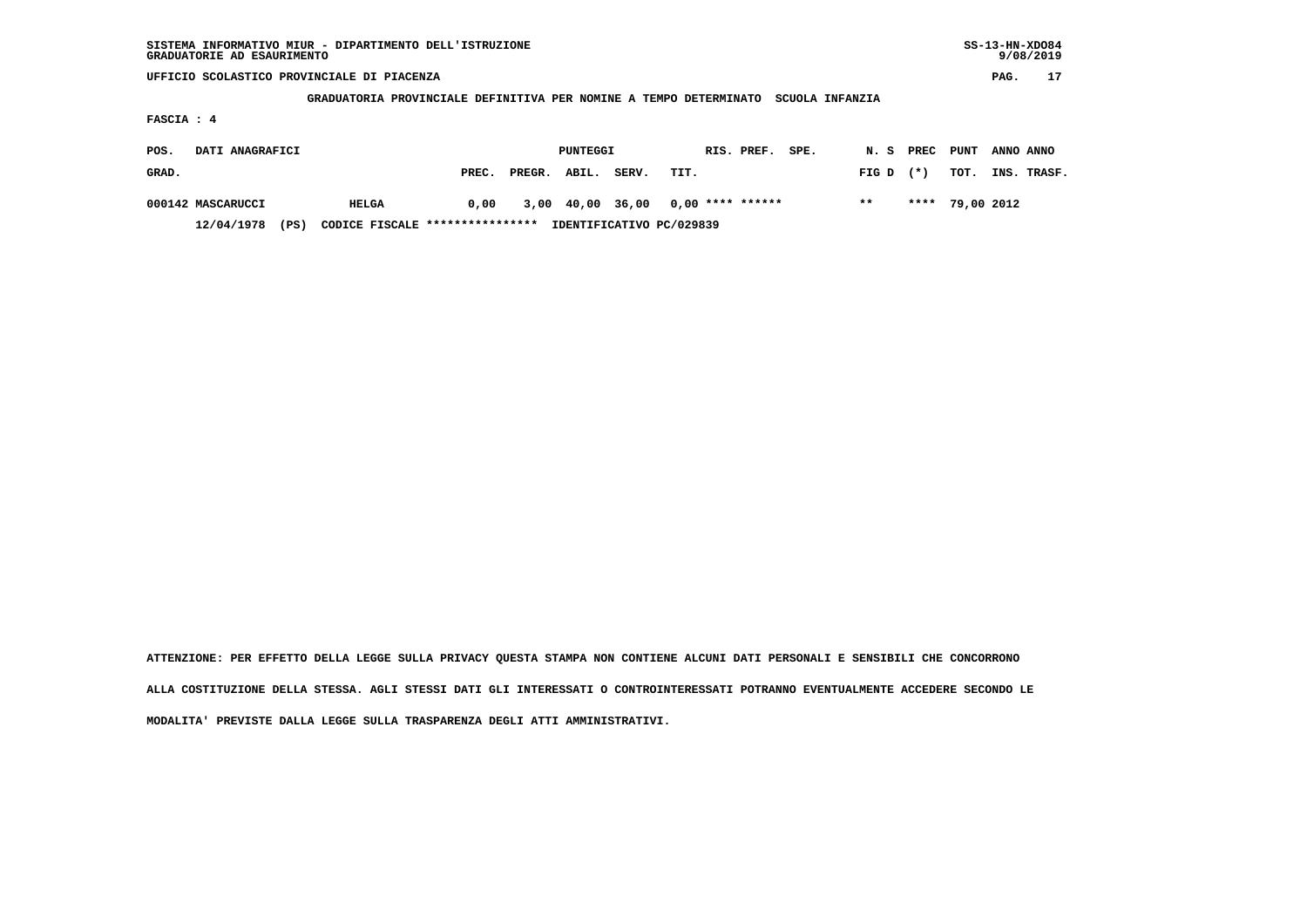UFFICIO SCOLASTICO PROVINCIALE DI PIACENZA

GRADUATORIA PROVINCIALE DEFINITIVA PER NOMINE A TEMPO DETERMINATO SCUOLA INFANZIA

FASCIA : 4

| POS. GRAD. | DATI ANAGRAFICI | | PUNTEGGI PREC. | PREGR. | ABIL. | SERV. | TIT. | RIS. | PREF. | SPE. | N. S FIG D | PREC (*) | PUNT TOT. | ANNO INS. | ANNO TRASF. |
|---|---|---|---|---|---|---|---|---|---|---|---|---|---|---|---|
| 000142 | MASCARUCCI | HELGA | 0,00 | 3,00 | 40,00 | 36,00 | 0,00 | **** | ****** | | ** | **** | 79,00 | 2012 | |
| | 12/04/1978 (PS) | CODICE FISCALE **************** | IDENTIFICATIVO PC/029839 | | | | | | | | | | | | |

ATTENZIONE: PER EFFETTO DELLA LEGGE SULLA PRIVACY QUESTA STAMPA NON CONTIENE ALCUNI DATI PERSONALI E SENSIBILI CHE CONCORRONO ALLA COSTITUZIONE DELLA STESSA. AGLI STESSI DATI GLI INTERESSATI O CONTROINTERESSATI POTRANNO EVENTUALMENTE ACCEDERE SECONDO LE MODALITA' PREVISTE DALLA LEGGE SULLA TRASPARENZA DEGLI ATTI AMMINISTRATIVI.